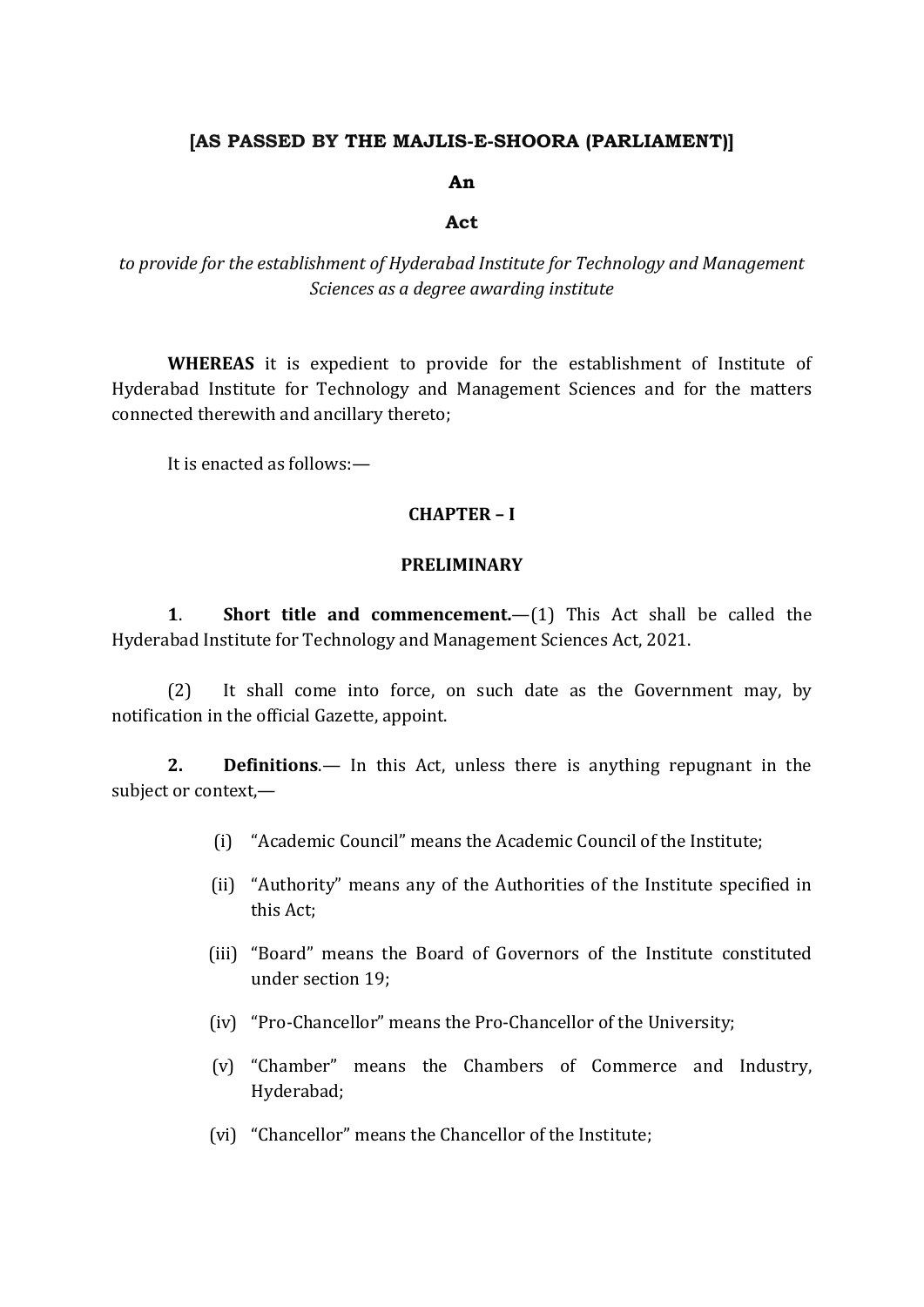**[AS PASSED BY THE MAJLIS-E-SHOORA (PARLIAMENT)]**

**An**

**Act**

*to provide for the establishment of Hyderabad Institute for Technology and Management Sciences as a degree awarding institute*

**WHEREAS** it is expedient to provide for the establishment of Institute of Hyderabad Institute for Technology and Management Sciences and for the matters connected therewith and ancillary thereto;

It is enacted as follows:—

## CHAPTER – I

## PRELIMINARY

**1**. **Short title and commencement.**—(1) This Act shall be called the Hyderabad Institute for Technology and Management Sciences Act, 2021.

(2) It shall come into force, on such date as the Government may, by notification in the official Gazette, appoint.

**2.** **Definitions**.— In this Act, unless there is anything repugnant in the subject or context,—

(i) "Academic Council" means the Academic Council of the Institute;

(ii) "Authority" means any of the Authorities of the Institute specified in this Act;

(iii) "Board" means the Board of Governors of the Institute constituted under section 19;

(iv) "Pro-Chancellor" means the Pro-Chancellor of the University;

(v) "Chamber" means the Chambers of Commerce and Industry, Hyderabad;

(vi) "Chancellor" means the Chancellor of the Institute;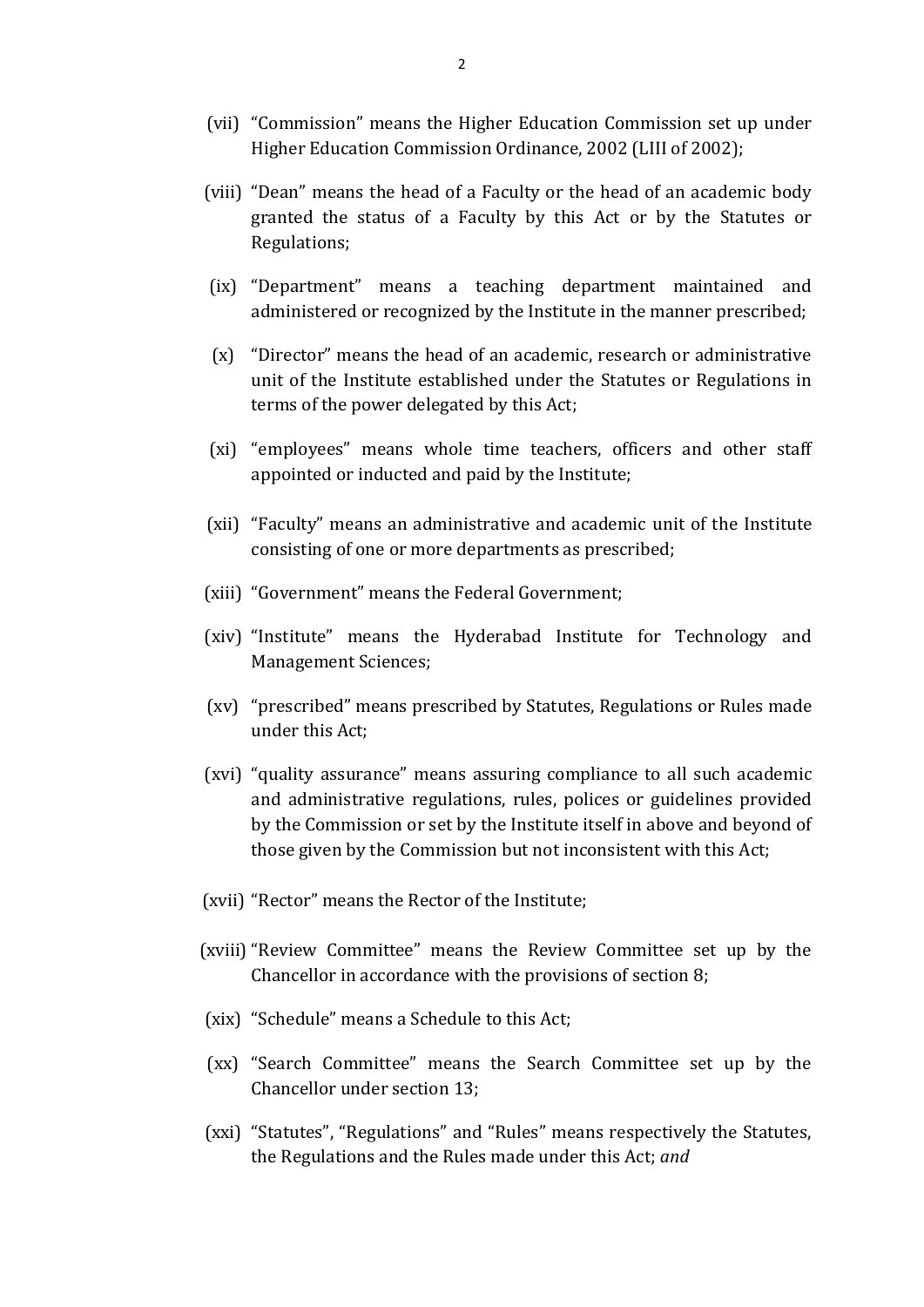(vii) "Commission" means the Higher Education Commission set up under Higher Education Commission Ordinance, 2002 (LIII of 2002);

(viii) "Dean" means the head of a Faculty or the head of an academic body granted the status of a Faculty by this Act or by the Statutes or Regulations;

(ix) "Department" means a teaching department maintained and administered or recognized by the Institute in the manner prescribed;

(x) "Director" means the head of an academic, research or administrative unit of the Institute established under the Statutes or Regulations in terms of the power delegated by this Act;

(xi) "employees" means whole time teachers, officers and other staff appointed or inducted and paid by the Institute;

(xii) "Faculty" means an administrative and academic unit of the Institute consisting of one or more departments as prescribed;

(xiii) "Government" means the Federal Government;

(xiv) "Institute" means the Hyderabad Institute for Technology and Management Sciences;

(xv) "prescribed" means prescribed by Statutes, Regulations or Rules made under this Act;

(xvi) "quality assurance" means assuring compliance to all such academic and administrative regulations, rules, polices or guidelines provided by the Commission or set by the Institute itself in above and beyond of those given by the Commission but not inconsistent with this Act;

(xvii) "Rector" means the Rector of the Institute;

(xviii) "Review Committee" means the Review Committee set up by the Chancellor in accordance with the provisions of section 8;

(xix) "Schedule" means a Schedule to this Act;

(xx) "Search Committee" means the Search Committee set up by the Chancellor under section 13;

(xxi) "Statutes", "Regulations" and "Rules" means respectively the Statutes, the Regulations and the Rules made under this Act; *and*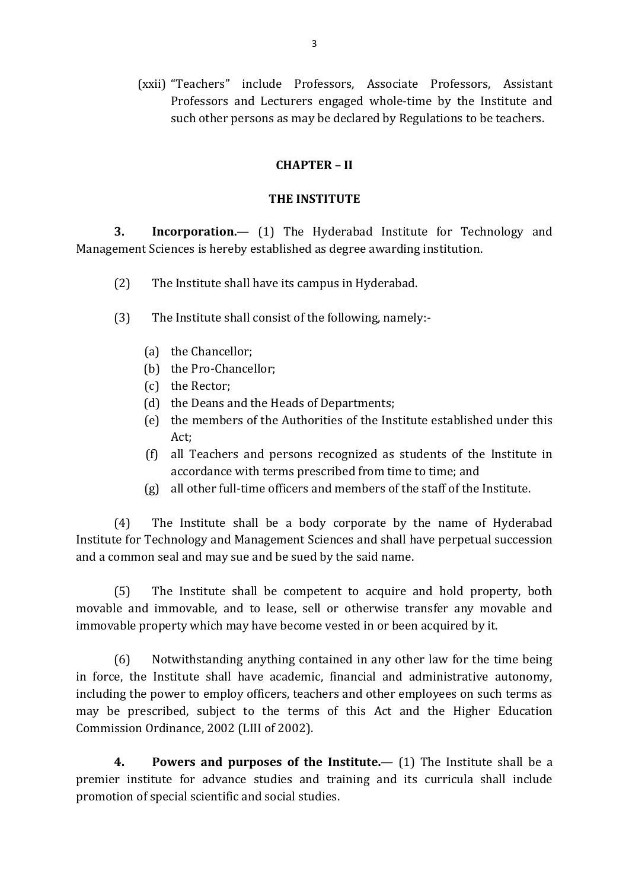(xxii) "Teachers" include Professors, Associate Professors, Assistant Professors and Lecturers engaged whole-time by the Institute and such other persons as may be declared by Regulations to be teachers.

## CHAPTER – II

## THE INSTITUTE

**3. Incorporation.**— (1) The Hyderabad Institute for Technology and Management Sciences is hereby established as degree awarding institution.

(2) The Institute shall have its campus in Hyderabad.

(3) The Institute shall consist of the following, namely:-

(a) the Chancellor;
(b) the Pro-Chancellor;
(c) the Rector;
(d) the Deans and the Heads of Departments;
(e) the members of the Authorities of the Institute established under this Act;
(f) all Teachers and persons recognized as students of the Institute in accordance with terms prescribed from time to time; and
(g) all other full-time officers and members of the staff of the Institute.

(4) The Institute shall be a body corporate by the name of Hyderabad Institute for Technology and Management Sciences and shall have perpetual succession and a common seal and may sue and be sued by the said name.

(5) The Institute shall be competent to acquire and hold property, both movable and immovable, and to lease, sell or otherwise transfer any movable and immovable property which may have become vested in or been acquired by it.

(6) Notwithstanding anything contained in any other law for the time being in force, the Institute shall have academic, financial and administrative autonomy, including the power to employ officers, teachers and other employees on such terms as may be prescribed, subject to the terms of this Act and the Higher Education Commission Ordinance, 2002 (LIII of 2002).

**4. Powers and purposes of the Institute.**— (1) The Institute shall be a premier institute for advance studies and training and its curricula shall include promotion of special scientific and social studies.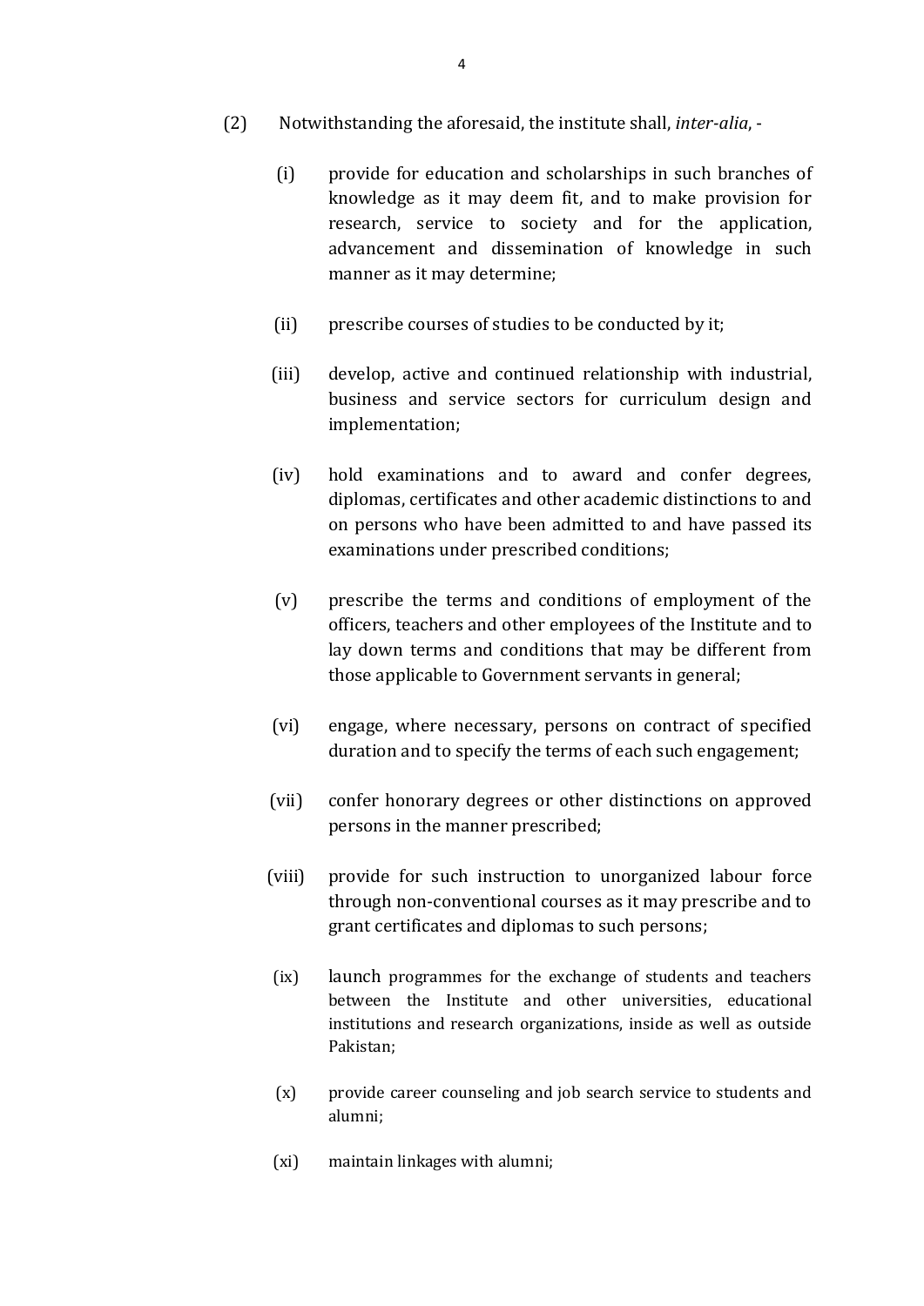(2) Notwithstanding the aforesaid, the institute shall, *inter-alia*, -

(i) provide for education and scholarships in such branches of knowledge as it may deem fit, and to make provision for research, service to society and for the application, advancement and dissemination of knowledge in such manner as it may determine;

(ii) prescribe courses of studies to be conducted by it;

(iii) develop, active and continued relationship with industrial, business and service sectors for curriculum design and implementation;

(iv) hold examinations and to award and confer degrees, diplomas, certificates and other academic distinctions to and on persons who have been admitted to and have passed its examinations under prescribed conditions;

(v) prescribe the terms and conditions of employment of the officers, teachers and other employees of the Institute and to lay down terms and conditions that may be different from those applicable to Government servants in general;

(vi) engage, where necessary, persons on contract of specified duration and to specify the terms of each such engagement;

(vii) confer honorary degrees or other distinctions on approved persons in the manner prescribed;

(viii) provide for such instruction to unorganized labour force through non-conventional courses as it may prescribe and to grant certificates and diplomas to such persons;

(ix) launch programmes for the exchange of students and teachers between the Institute and other universities, educational institutions and research organizations, inside as well as outside Pakistan;

(x) provide career counseling and job search service to students and alumni;

(xi) maintain linkages with alumni;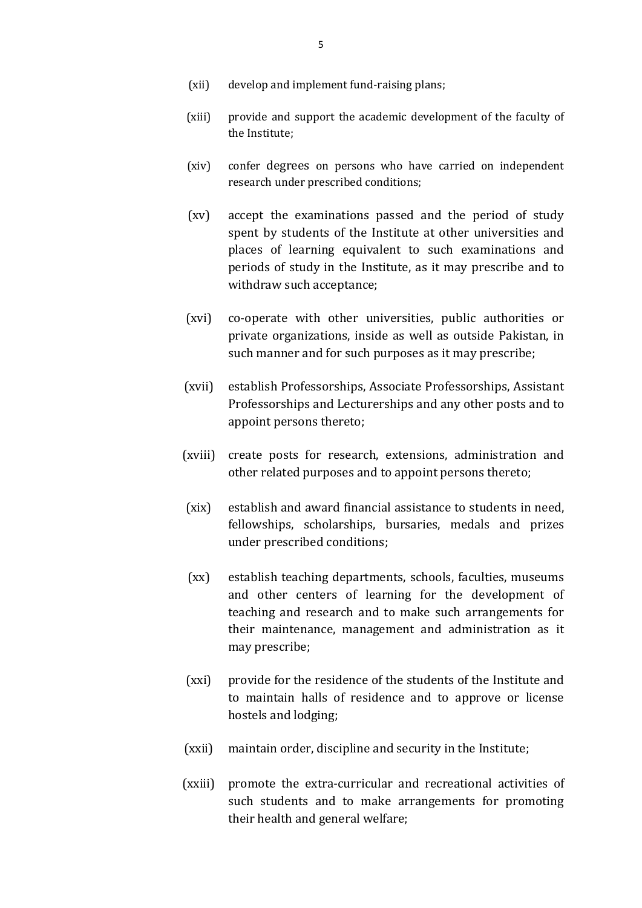(xii) develop and implement fund-raising plans;

(xiii) provide and support the academic development of the faculty of the Institute;

(xiv) confer degrees on persons who have carried on independent research under prescribed conditions;

(xv) accept the examinations passed and the period of study spent by students of the Institute at other universities and places of learning equivalent to such examinations and periods of study in the Institute, as it may prescribe and to withdraw such acceptance;

(xvi) co-operate with other universities, public authorities or private organizations, inside as well as outside Pakistan, in such manner and for such purposes as it may prescribe;

(xvii) establish Professorships, Associate Professorships, Assistant Professorships and Lecturerships and any other posts and to appoint persons thereto;

(xviii) create posts for research, extensions, administration and other related purposes and to appoint persons thereto;

(xix) establish and award financial assistance to students in need, fellowships, scholarships, bursaries, medals and prizes under prescribed conditions;

(xx) establish teaching departments, schools, faculties, museums and other centers of learning for the development of teaching and research and to make such arrangements for their maintenance, management and administration as it may prescribe;

(xxi) provide for the residence of the students of the Institute and to maintain halls of residence and to approve or license hostels and lodging;

(xxii) maintain order, discipline and security in the Institute;

(xxiii) promote the extra-curricular and recreational activities of such students and to make arrangements for promoting their health and general welfare;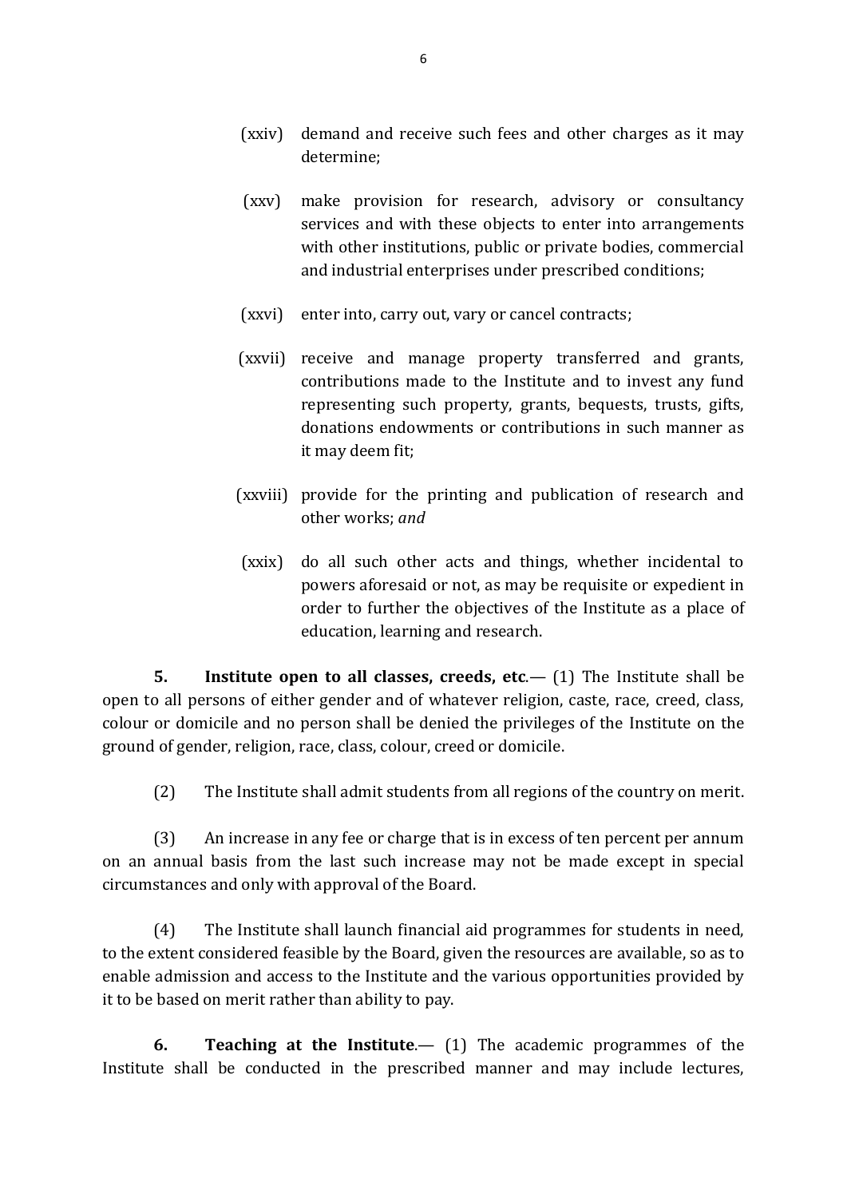(xxiv) demand and receive such fees and other charges as it may determine;

(xxv) make provision for research, advisory or consultancy services and with these objects to enter into arrangements with other institutions, public or private bodies, commercial and industrial enterprises under prescribed conditions;

(xxvi) enter into, carry out, vary or cancel contracts;

(xxvii) receive and manage property transferred and grants, contributions made to the Institute and to invest any fund representing such property, grants, bequests, trusts, gifts, donations endowments or contributions in such manner as it may deem fit;

(xxviii) provide for the printing and publication of research and other works; *and*

(xxix) do all such other acts and things, whether incidental to powers aforesaid or not, as may be requisite or expedient in order to further the objectives of the Institute as a place of education, learning and research.

**5. Institute open to all classes, creeds, etc**.— (1) The Institute shall be open to all persons of either gender and of whatever religion, caste, race, creed, class, colour or domicile and no person shall be denied the privileges of the Institute on the ground of gender, religion, race, class, colour, creed or domicile.

(2) The Institute shall admit students from all regions of the country on merit.

(3) An increase in any fee or charge that is in excess of ten percent per annum on an annual basis from the last such increase may not be made except in special circumstances and only with approval of the Board.

(4) The Institute shall launch financial aid programmes for students in need, to the extent considered feasible by the Board, given the resources are available, so as to enable admission and access to the Institute and the various opportunities provided by it to be based on merit rather than ability to pay.

**6. Teaching at the Institute**.— (1) The academic programmes of the Institute shall be conducted in the prescribed manner and may include lectures,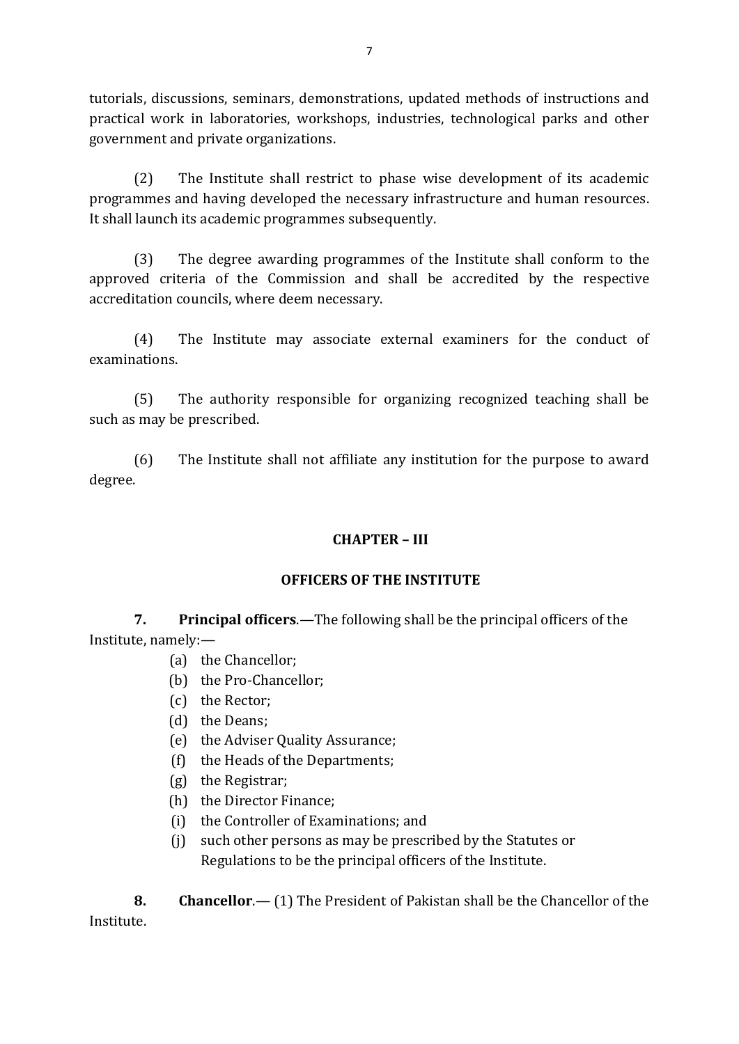tutorials, discussions, seminars, demonstrations, updated methods of instructions and practical work in laboratories, workshops, industries, technological parks and other government and private organizations.

(2) The Institute shall restrict to phase wise development of its academic programmes and having developed the necessary infrastructure and human resources. It shall launch its academic programmes subsequently.

(3) The degree awarding programmes of the Institute shall conform to the approved criteria of the Commission and shall be accredited by the respective accreditation councils, where deem necessary.

(4) The Institute may associate external examiners for the conduct of examinations.

(5) The authority responsible for organizing recognized teaching shall be such as may be prescribed.

(6) The Institute shall not affiliate any institution for the purpose to award degree.

## CHAPTER – III

## OFFICERS OF THE INSTITUTE

**7. Principal officers**.—The following shall be the principal officers of the Institute, namely:—

(a) the Chancellor;
(b) the Pro-Chancellor;
(c) the Rector;
(d) the Deans;
(e) the Adviser Quality Assurance;
(f) the Heads of the Departments;
(g) the Registrar;
(h) the Director Finance;
(i) the Controller of Examinations; and
(j) such other persons as may be prescribed by the Statutes or Regulations to be the principal officers of the Institute.

**8. Chancellor**.— (1) The President of Pakistan shall be the Chancellor of the Institute.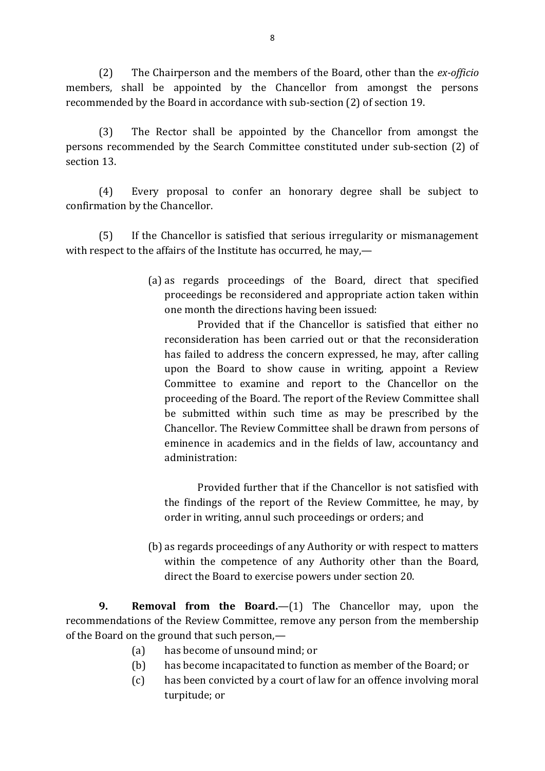(2) The Chairperson and the members of the Board, other than the *ex-officio* members, shall be appointed by the Chancellor from amongst the persons recommended by the Board in accordance with sub-section (2) of section 19.

(3) The Rector shall be appointed by the Chancellor from amongst the persons recommended by the Search Committee constituted under sub-section (2) of section 13.

(4) Every proposal to confer an honorary degree shall be subject to confirmation by the Chancellor.

(5) If the Chancellor is satisfied that serious irregularity or mismanagement with respect to the affairs of the Institute has occurred, he may,—

(a) as regards proceedings of the Board, direct that specified proceedings be reconsidered and appropriate action taken within one month the directions having been issued:

Provided that if the Chancellor is satisfied that either no reconsideration has been carried out or that the reconsideration has failed to address the concern expressed, he may, after calling upon the Board to show cause in writing, appoint a Review Committee to examine and report to the Chancellor on the proceeding of the Board. The report of the Review Committee shall be submitted within such time as may be prescribed by the Chancellor. The Review Committee shall be drawn from persons of eminence in academics and in the fields of law, accountancy and administration:

Provided further that if the Chancellor is not satisfied with the findings of the report of the Review Committee, he may, by order in writing, annul such proceedings or orders; and

(b) as regards proceedings of any Authority or with respect to matters within the competence of any Authority other than the Board, direct the Board to exercise powers under section 20.

**9. Removal from the Board.**—(1) The Chancellor may, upon the recommendations of the Review Committee, remove any person from the membership of the Board on the ground that such person,—

(a) has become of unsound mind; or

(b) has become incapacitated to function as member of the Board; or

(c) has been convicted by a court of law for an offence involving moral turpitude; or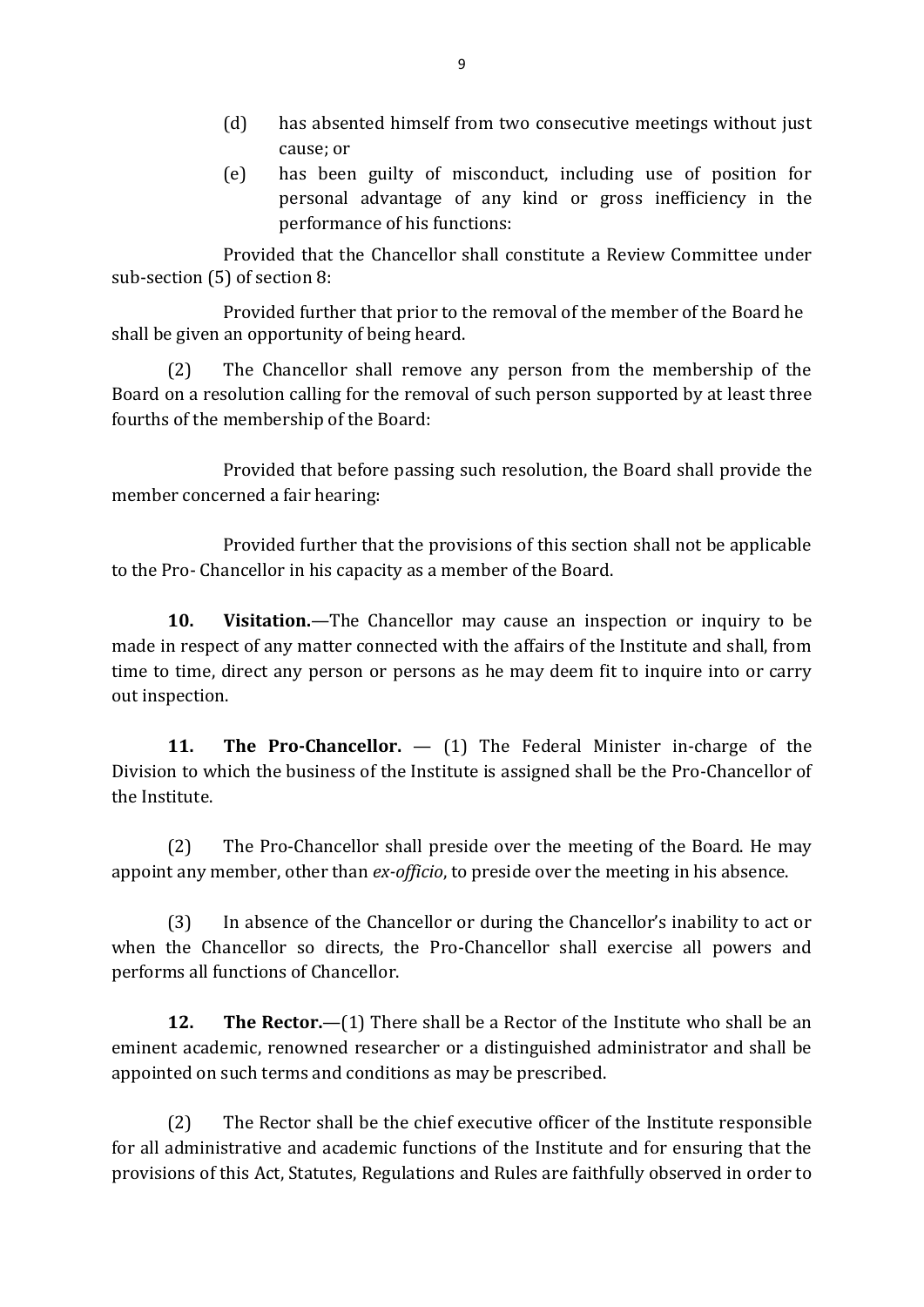(d) has absented himself from two consecutive meetings without just cause; or

(e) has been guilty of misconduct, including use of position for personal advantage of any kind or gross inefficiency in the performance of his functions:

Provided that the Chancellor shall constitute a Review Committee under sub-section (5) of section 8:

Provided further that prior to the removal of the member of the Board he shall be given an opportunity of being heard.

(2) The Chancellor shall remove any person from the membership of the Board on a resolution calling for the removal of such person supported by at least three fourths of the membership of the Board:

Provided that before passing such resolution, the Board shall provide the member concerned a fair hearing:

Provided further that the provisions of this section shall not be applicable to the Pro- Chancellor in his capacity as a member of the Board.

**10. Visitation.**—The Chancellor may cause an inspection or inquiry to be made in respect of any matter connected with the affairs of the Institute and shall, from time to time, direct any person or persons as he may deem fit to inquire into or carry out inspection.

**11. The Pro-Chancellor.** — (1) The Federal Minister in-charge of the Division to which the business of the Institute is assigned shall be the Pro-Chancellor of the Institute.

(2) The Pro-Chancellor shall preside over the meeting of the Board. He may appoint any member, other than *ex-officio*, to preside over the meeting in his absence.

(3) In absence of the Chancellor or during the Chancellor's inability to act or when the Chancellor so directs, the Pro-Chancellor shall exercise all powers and performs all functions of Chancellor.

**12. The Rector.**—(1) There shall be a Rector of the Institute who shall be an eminent academic, renowned researcher or a distinguished administrator and shall be appointed on such terms and conditions as may be prescribed.

(2) The Rector shall be the chief executive officer of the Institute responsible for all administrative and academic functions of the Institute and for ensuring that the provisions of this Act, Statutes, Regulations and Rules are faithfully observed in order to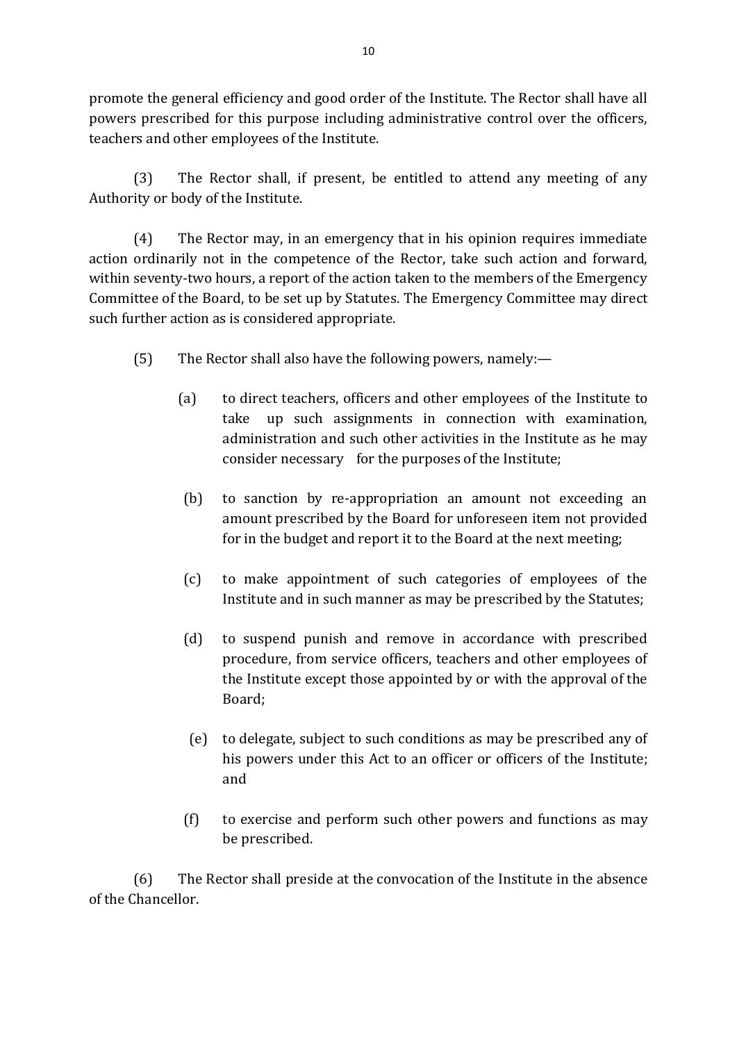promote the general efficiency and good order of the Institute. The Rector shall have all powers prescribed for this purpose including administrative control over the officers, teachers and other employees of the Institute.

(3) The Rector shall, if present, be entitled to attend any meeting of any Authority or body of the Institute.

(4) The Rector may, in an emergency that in his opinion requires immediate action ordinarily not in the competence of the Rector, take such action and forward, within seventy-two hours, a report of the action taken to the members of the Emergency Committee of the Board, to be set up by Statutes. The Emergency Committee may direct such further action as is considered appropriate.

(5) The Rector shall also have the following powers, namely:—

(a) to direct teachers, officers and other employees of the Institute to take up such assignments in connection with examination, administration and such other activities in the Institute as he may consider necessary for the purposes of the Institute;

(b) to sanction by re-appropriation an amount not exceeding an amount prescribed by the Board for unforeseen item not provided for in the budget and report it to the Board at the next meeting;

(c) to make appointment of such categories of employees of the Institute and in such manner as may be prescribed by the Statutes;

(d) to suspend punish and remove in accordance with prescribed procedure, from service officers, teachers and other employees of the Institute except those appointed by or with the approval of the Board;

(e) to delegate, subject to such conditions as may be prescribed any of his powers under this Act to an officer or officers of the Institute; and

(f) to exercise and perform such other powers and functions as may be prescribed.

(6) The Rector shall preside at the convocation of the Institute in the absence of the Chancellor.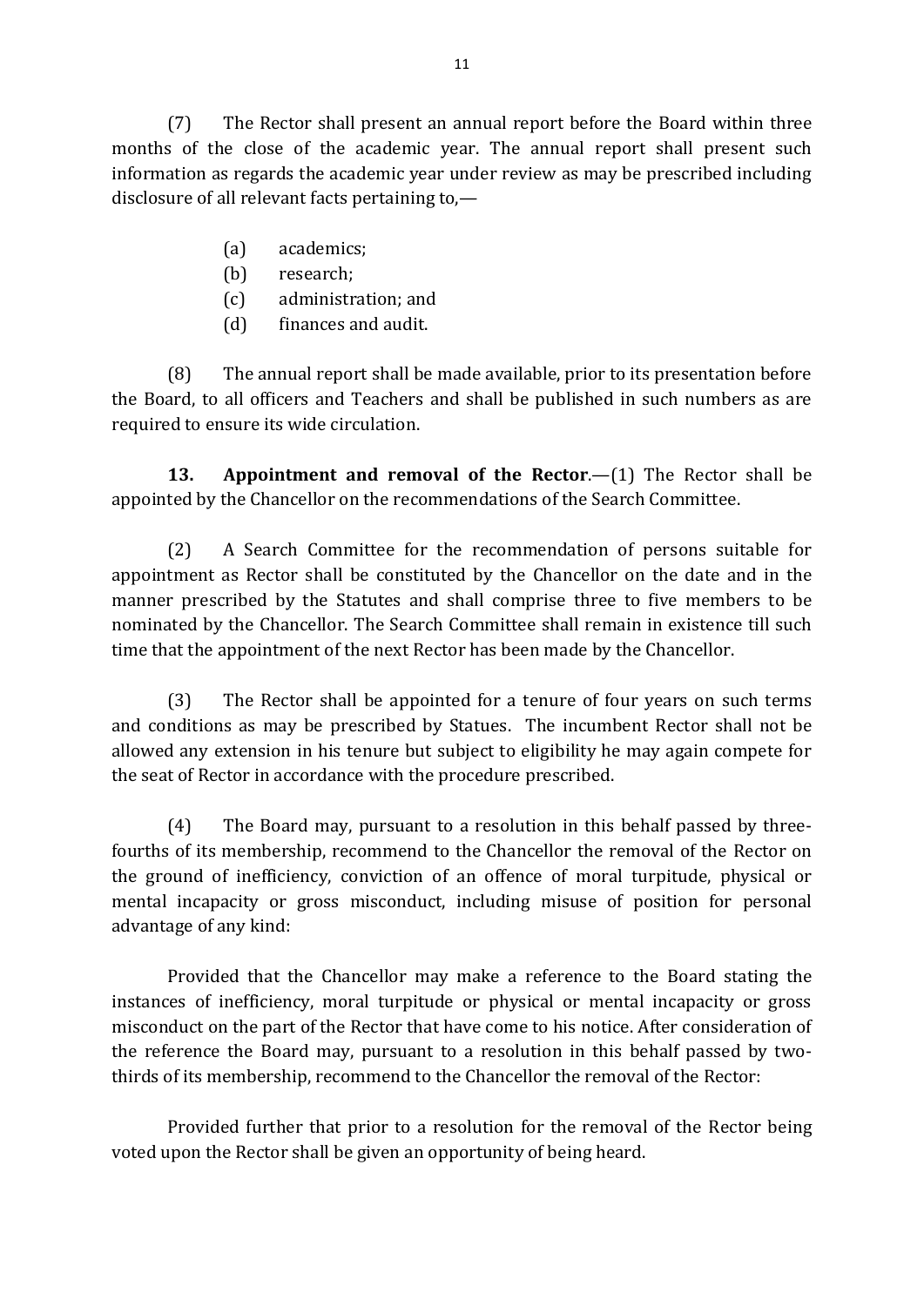(7) The Rector shall present an annual report before the Board within three months of the close of the academic year. The annual report shall present such information as regards the academic year under review as may be prescribed including disclosure of all relevant facts pertaining to,—

(a) academics;
(b) research;
(c) administration; and
(d) finances and audit.

(8) The annual report shall be made available, prior to its presentation before the Board, to all officers and Teachers and shall be published in such numbers as are required to ensure its wide circulation.

**13. Appointment and removal of the Rector**.—(1) The Rector shall be appointed by the Chancellor on the recommendations of the Search Committee.

(2) A Search Committee for the recommendation of persons suitable for appointment as Rector shall be constituted by the Chancellor on the date and in the manner prescribed by the Statutes and shall comprise three to five members to be nominated by the Chancellor. The Search Committee shall remain in existence till such time that the appointment of the next Rector has been made by the Chancellor.

(3) The Rector shall be appointed for a tenure of four years on such terms and conditions as may be prescribed by Statues. The incumbent Rector shall not be allowed any extension in his tenure but subject to eligibility he may again compete for the seat of Rector in accordance with the procedure prescribed.

(4) The Board may, pursuant to a resolution in this behalf passed by three-fourths of its membership, recommend to the Chancellor the removal of the Rector on the ground of inefficiency, conviction of an offence of moral turpitude, physical or mental incapacity or gross misconduct, including misuse of position for personal advantage of any kind:

Provided that the Chancellor may make a reference to the Board stating the instances of inefficiency, moral turpitude or physical or mental incapacity or gross misconduct on the part of the Rector that have come to his notice. After consideration of the reference the Board may, pursuant to a resolution in this behalf passed by two-thirds of its membership, recommend to the Chancellor the removal of the Rector:

Provided further that prior to a resolution for the removal of the Rector being voted upon the Rector shall be given an opportunity of being heard.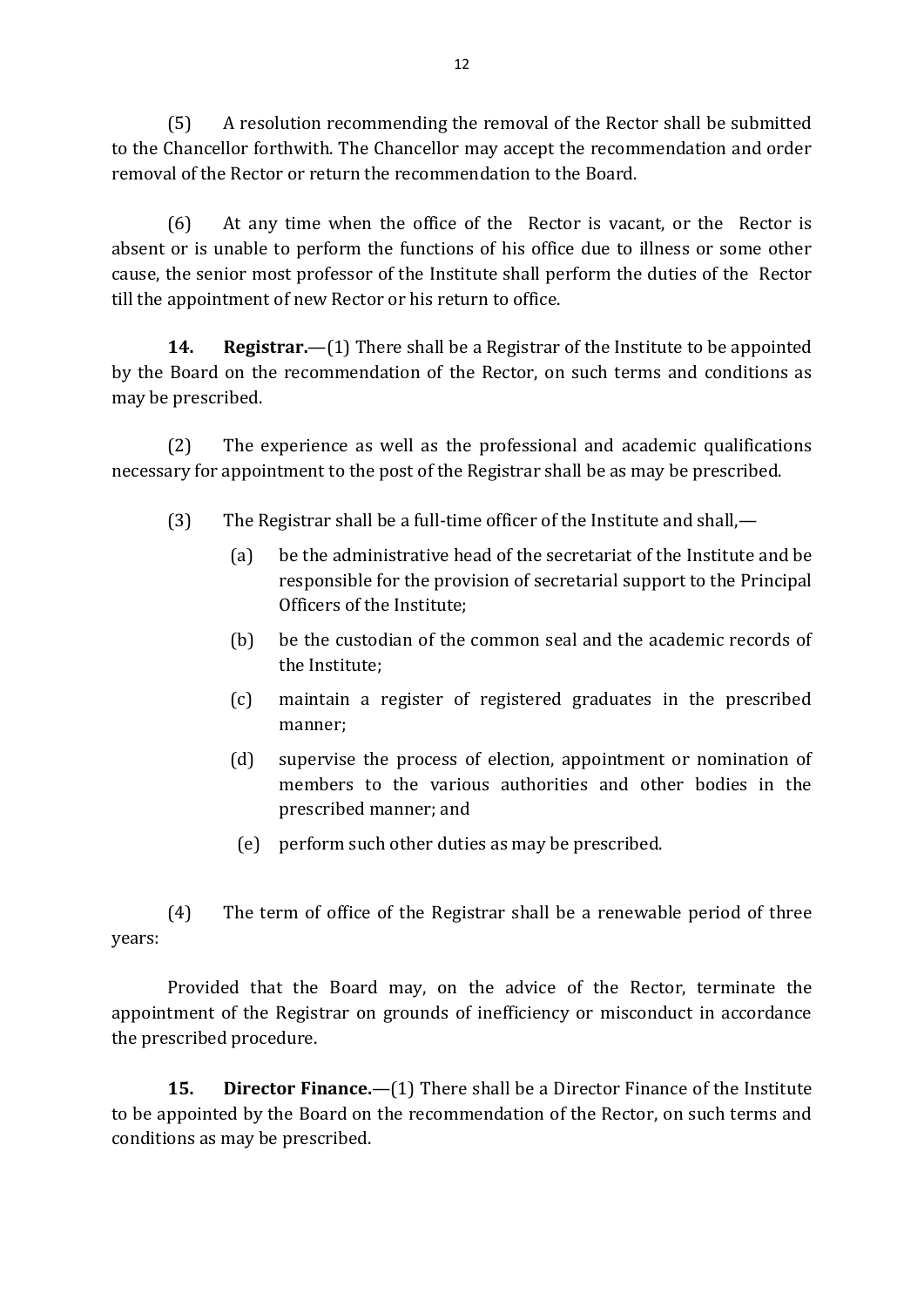(5) A resolution recommending the removal of the Rector shall be submitted to the Chancellor forthwith. The Chancellor may accept the recommendation and order removal of the Rector or return the recommendation to the Board.

(6) At any time when the office of the Rector is vacant, or the Rector is absent or is unable to perform the functions of his office due to illness or some other cause, the senior most professor of the Institute shall perform the duties of the Rector till the appointment of new Rector or his return to office.

**14. Registrar.**—(1) There shall be a Registrar of the Institute to be appointed by the Board on the recommendation of the Rector, on such terms and conditions as may be prescribed.

(2) The experience as well as the professional and academic qualifications necessary for appointment to the post of the Registrar shall be as may be prescribed.

(3) The Registrar shall be a full-time officer of the Institute and shall,—

(a) be the administrative head of the secretariat of the Institute and be responsible for the provision of secretarial support to the Principal Officers of the Institute;

(b) be the custodian of the common seal and the academic records of the Institute;

(c) maintain a register of registered graduates in the prescribed manner;

(d) supervise the process of election, appointment or nomination of members to the various authorities and other bodies in the prescribed manner; and

(e) perform such other duties as may be prescribed.

(4) The term of office of the Registrar shall be a renewable period of three years:

Provided that the Board may, on the advice of the Rector, terminate the appointment of the Registrar on grounds of inefficiency or misconduct in accordance the prescribed procedure.

**15. Director Finance.**—(1) There shall be a Director Finance of the Institute to be appointed by the Board on the recommendation of the Rector, on such terms and conditions as may be prescribed.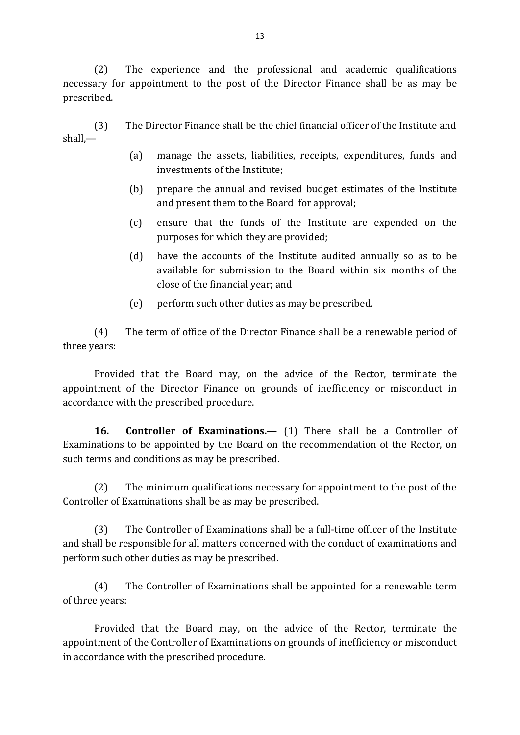(2) The experience and the professional and academic qualifications necessary for appointment to the post of the Director Finance shall be as may be prescribed.

(3) The Director Finance shall be the chief financial officer of the Institute and shall,—

(a) manage the assets, liabilities, receipts, expenditures, funds and investments of the Institute;

(b) prepare the annual and revised budget estimates of the Institute and present them to the Board for approval;

(c) ensure that the funds of the Institute are expended on the purposes for which they are provided;

(d) have the accounts of the Institute audited annually so as to be available for submission to the Board within six months of the close of the financial year; and

(e) perform such other duties as may be prescribed.

(4) The term of office of the Director Finance shall be a renewable period of three years:

Provided that the Board may, on the advice of the Rector, terminate the appointment of the Director Finance on grounds of inefficiency or misconduct in accordance with the prescribed procedure.

**16. Controller of Examinations.**— (1) There shall be a Controller of Examinations to be appointed by the Board on the recommendation of the Rector, on such terms and conditions as may be prescribed.

(2) The minimum qualifications necessary for appointment to the post of the Controller of Examinations shall be as may be prescribed.

(3) The Controller of Examinations shall be a full-time officer of the Institute and shall be responsible for all matters concerned with the conduct of examinations and perform such other duties as may be prescribed.

(4) The Controller of Examinations shall be appointed for a renewable term of three years:

Provided that the Board may, on the advice of the Rector, terminate the appointment of the Controller of Examinations on grounds of inefficiency or misconduct in accordance with the prescribed procedure.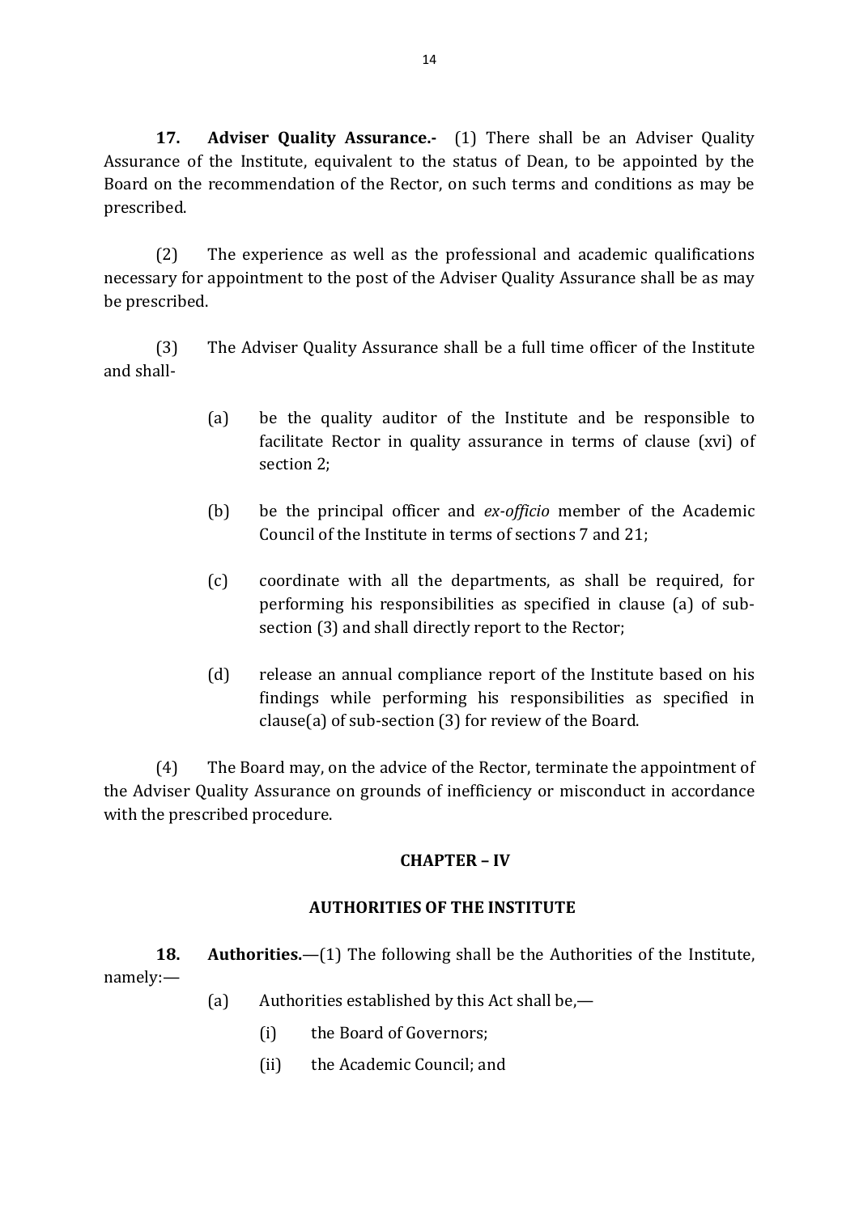**17. Adviser Quality Assurance.-** (1) There shall be an Adviser Quality Assurance of the Institute, equivalent to the status of Dean, to be appointed by the Board on the recommendation of the Rector, on such terms and conditions as may be prescribed.

(2) The experience as well as the professional and academic qualifications necessary for appointment to the post of the Adviser Quality Assurance shall be as may be prescribed.

(3) The Adviser Quality Assurance shall be a full time officer of the Institute and shall-

(a) be the quality auditor of the Institute and be responsible to facilitate Rector in quality assurance in terms of clause (xvi) of section 2;

(b) be the principal officer and *ex-officio* member of the Academic Council of the Institute in terms of sections 7 and 21;

(c) coordinate with all the departments, as shall be required, for performing his responsibilities as specified in clause (a) of sub-section (3) and shall directly report to the Rector;

(d) release an annual compliance report of the Institute based on his findings while performing his responsibilities as specified in clause(a) of sub-section (3) for review of the Board.

(4) The Board may, on the advice of the Rector, terminate the appointment of the Adviser Quality Assurance on grounds of inefficiency or misconduct in accordance with the prescribed procedure.

## CHAPTER – IV

## AUTHORITIES OF THE INSTITUTE

**18. Authorities.**—(1) The following shall be the Authorities of the Institute, namely:—

(a) Authorities established by this Act shall be,—

(i) the Board of Governors;

(ii) the Academic Council; and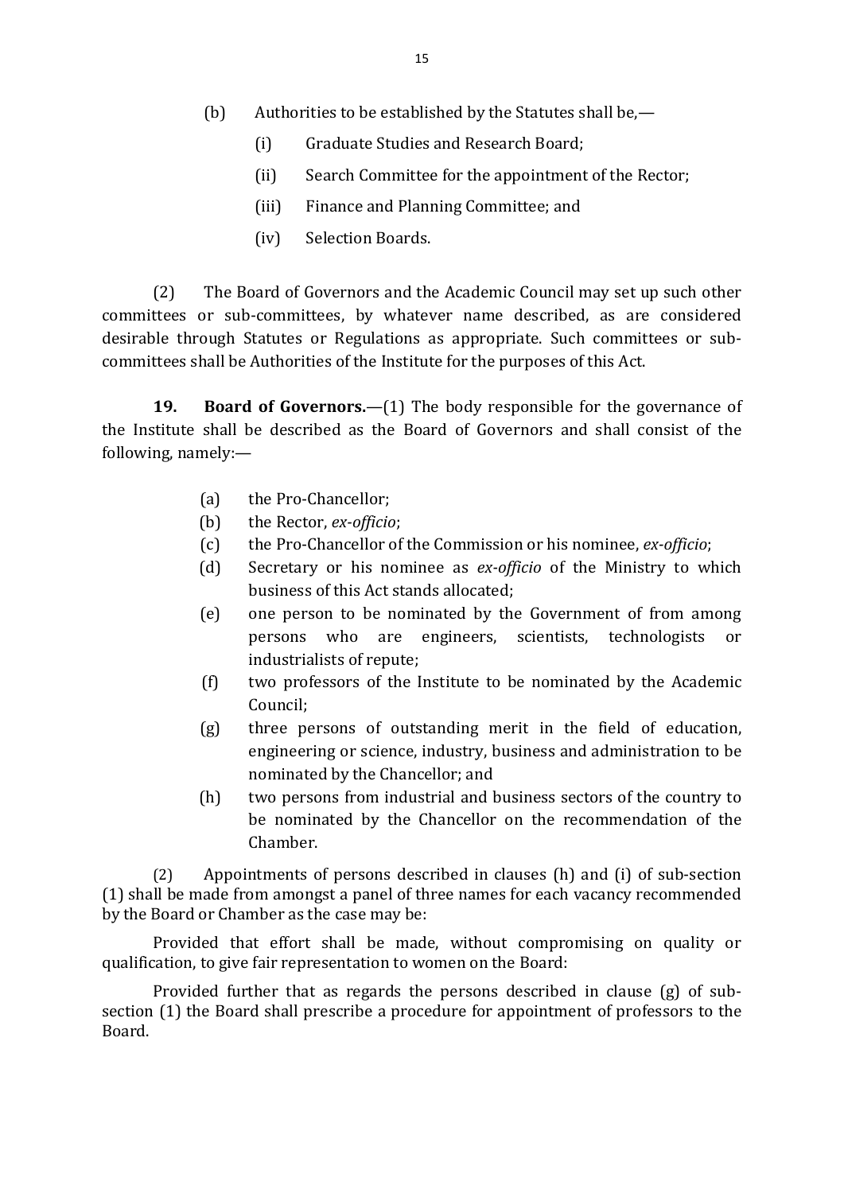(b) Authorities to be established by the Statutes shall be,—

   (i) Graduate Studies and Research Board;

   (ii) Search Committee for the appointment of the Rector;

   (iii) Finance and Planning Committee; and

   (iv) Selection Boards.

(2) The Board of Governors and the Academic Council may set up such other committees or sub-committees, by whatever name described, as are considered desirable through Statutes or Regulations as appropriate. Such committees or sub-committees shall be Authorities of the Institute for the purposes of this Act.

**19. Board of Governors.**—(1) The body responsible for the governance of the Institute shall be described as the Board of Governors and shall consist of the following, namely:—

(a) the Pro-Chancellor;

(b) the Rector, *ex-officio*;

(c) the Pro-Chancellor of the Commission or his nominee, *ex-officio*;

(d) Secretary or his nominee as *ex-officio* of the Ministry to which business of this Act stands allocated;

(e) one person to be nominated by the Government of from among persons who are engineers, scientists, technologists or industrialists of repute;

(f) two professors of the Institute to be nominated by the Academic Council;

(g) three persons of outstanding merit in the field of education, engineering or science, industry, business and administration to be nominated by the Chancellor; and

(h) two persons from industrial and business sectors of the country to be nominated by the Chancellor on the recommendation of the Chamber.

(2) Appointments of persons described in clauses (h) and (i) of sub-section (1) shall be made from amongst a panel of three names for each vacancy recommended by the Board or Chamber as the case may be:

Provided that effort shall be made, without compromising on quality or qualification, to give fair representation to women on the Board:

Provided further that as regards the persons described in clause (g) of sub-section (1) the Board shall prescribe a procedure for appointment of professors to the Board.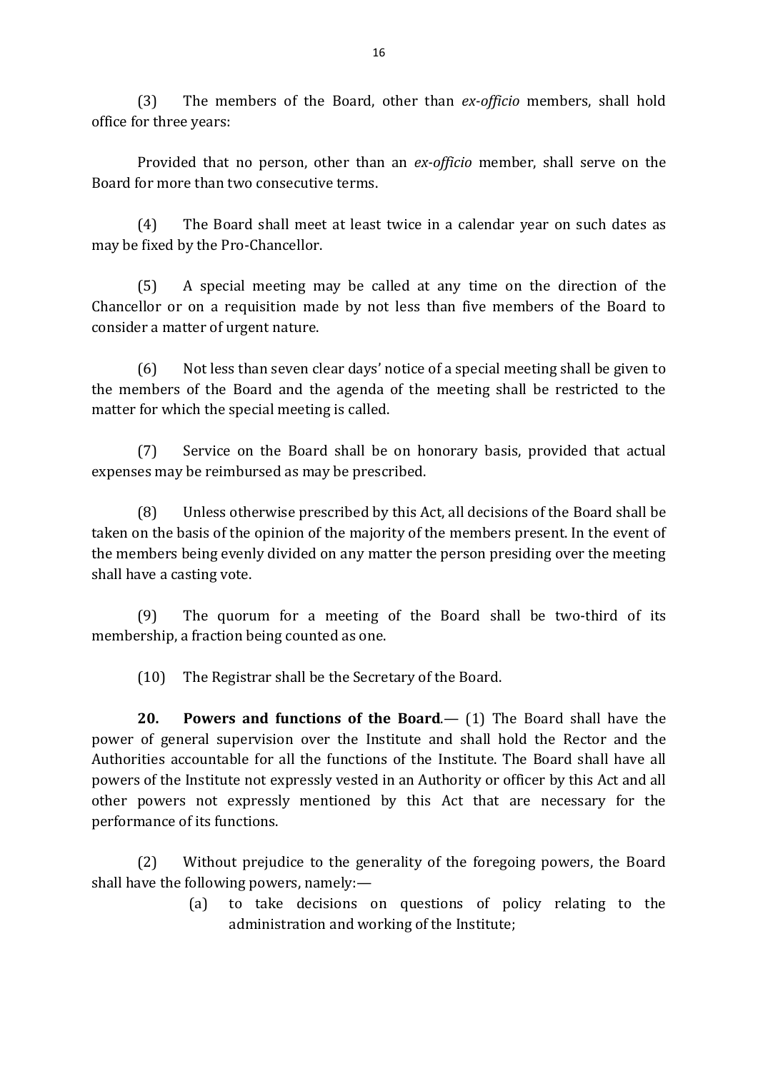(3) The members of the Board, other than *ex-officio* members, shall hold office for three years:

Provided that no person, other than an *ex-officio* member, shall serve on the Board for more than two consecutive terms.

(4) The Board shall meet at least twice in a calendar year on such dates as may be fixed by the Pro-Chancellor.

(5) A special meeting may be called at any time on the direction of the Chancellor or on a requisition made by not less than five members of the Board to consider a matter of urgent nature.

(6) Not less than seven clear days' notice of a special meeting shall be given to the members of the Board and the agenda of the meeting shall be restricted to the matter for which the special meeting is called.

(7) Service on the Board shall be on honorary basis, provided that actual expenses may be reimbursed as may be prescribed.

(8) Unless otherwise prescribed by this Act, all decisions of the Board shall be taken on the basis of the opinion of the majority of the members present. In the event of the members being evenly divided on any matter the person presiding over the meeting shall have a casting vote.

(9) The quorum for a meeting of the Board shall be two-third of its membership, a fraction being counted as one.

(10) The Registrar shall be the Secretary of the Board.

**20. Powers and functions of the Board**.— (1) The Board shall have the power of general supervision over the Institute and shall hold the Rector and the Authorities accountable for all the functions of the Institute. The Board shall have all powers of the Institute not expressly vested in an Authority or officer by this Act and all other powers not expressly mentioned by this Act that are necessary for the performance of its functions.

(2) Without prejudice to the generality of the foregoing powers, the Board shall have the following powers, namely:—

(a) to take decisions on questions of policy relating to the administration and working of the Institute;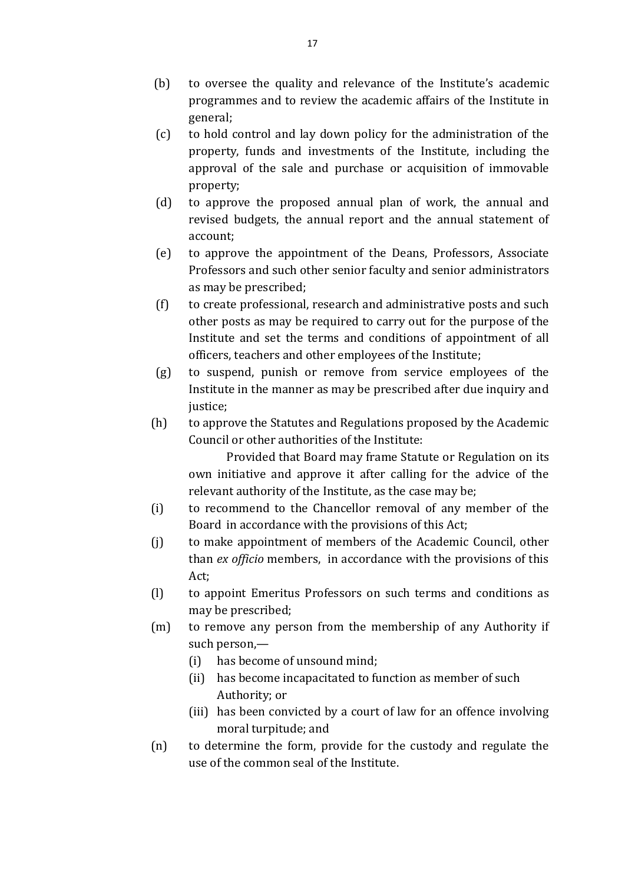(b) to oversee the quality and relevance of the Institute's academic programmes and to review the academic affairs of the Institute in general;

(c) to hold control and lay down policy for the administration of the property, funds and investments of the Institute, including the approval of the sale and purchase or acquisition of immovable property;

(d) to approve the proposed annual plan of work, the annual and revised budgets, the annual report and the annual statement of account;

(e) to approve the appointment of the Deans, Professors, Associate Professors and such other senior faculty and senior administrators as may be prescribed;

(f) to create professional, research and administrative posts and such other posts as may be required to carry out for the purpose of the Institute and set the terms and conditions of appointment of all officers, teachers and other employees of the Institute;

(g) to suspend, punish or remove from service employees of the Institute in the manner as may be prescribed after due inquiry and justice;

(h) to approve the Statutes and Regulations proposed by the Academic Council or other authorities of the Institute:

Provided that Board may frame Statute or Regulation on its own initiative and approve it after calling for the advice of the relevant authority of the Institute, as the case may be;

(i) to recommend to the Chancellor removal of any member of the Board in accordance with the provisions of this Act;

(j) to make appointment of members of the Academic Council, other than *ex officio* members, in accordance with the provisions of this Act;

(l) to appoint Emeritus Professors on such terms and conditions as may be prescribed;

(m) to remove any person from the membership of any Authority if such person,—

   (i) has become of unsound mind;

   (ii) has become incapacitated to function as member of such Authority; or

   (iii) has been convicted by a court of law for an offence involving moral turpitude; and

(n) to determine the form, provide for the custody and regulate the use of the common seal of the Institute.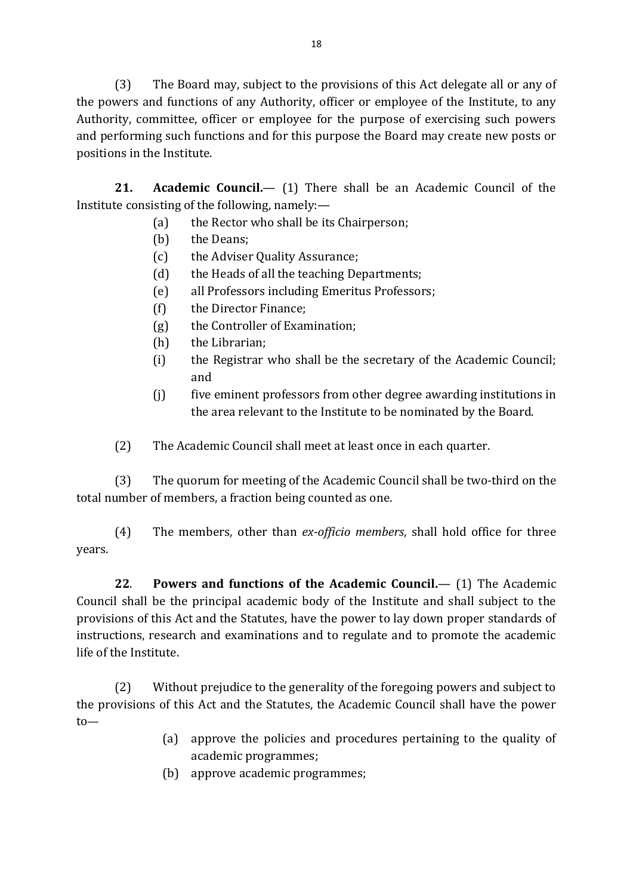(3) The Board may, subject to the provisions of this Act delegate all or any of the powers and functions of any Authority, officer or employee of the Institute, to any Authority, committee, officer or employee for the purpose of exercising such powers and performing such functions and for this purpose the Board may create new posts or positions in the Institute.

**21. Academic Council.**— (1) There shall be an Academic Council of the Institute consisting of the following, namely:—

- (a) the Rector who shall be its Chairperson;
- (b) the Deans;
- (c) the Adviser Quality Assurance;
- (d) the Heads of all the teaching Departments;
- (e) all Professors including Emeritus Professors;
- (f) the Director Finance;
- (g) the Controller of Examination;
- (h) the Librarian;
- (i) the Registrar who shall be the secretary of the Academic Council; and
- (j) five eminent professors from other degree awarding institutions in the area relevant to the Institute to be nominated by the Board.

(2) The Academic Council shall meet at least once in each quarter.

(3) The quorum for meeting of the Academic Council shall be two-third on the total number of members, a fraction being counted as one.

(4) The members, other than *ex-officio members*, shall hold office for three years.

**22**. **Powers and functions of the Academic Council.**— (1) The Academic Council shall be the principal academic body of the Institute and shall subject to the provisions of this Act and the Statutes, have the power to lay down proper standards of instructions, research and examinations and to regulate and to promote the academic life of the Institute.

(2) Without prejudice to the generality of the foregoing powers and subject to the provisions of this Act and the Statutes, the Academic Council shall have the power to—

- (a) approve the policies and procedures pertaining to the quality of academic programmes;
- (b) approve academic programmes;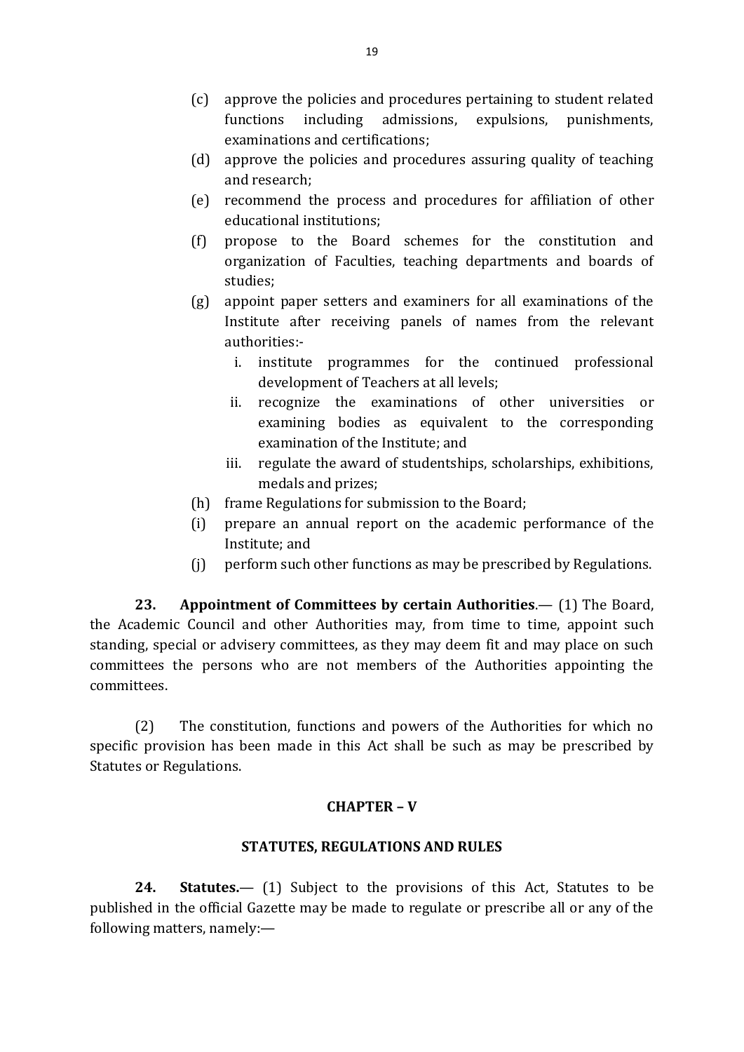(c) approve the policies and procedures pertaining to student related functions including admissions, expulsions, punishments, examinations and certifications;

(d) approve the policies and procedures assuring quality of teaching and research;

(e) recommend the process and procedures for affiliation of other educational institutions;

(f) propose to the Board schemes for the constitution and organization of Faculties, teaching departments and boards of studies;

(g) appoint paper setters and examiners for all examinations of the Institute after receiving panels of names from the relevant authorities:-

   i. institute programmes for the continued professional development of Teachers at all levels;

   ii. recognize the examinations of other universities or examining bodies as equivalent to the corresponding examination of the Institute; and

   iii. regulate the award of studentships, scholarships, exhibitions, medals and prizes;

(h) frame Regulations for submission to the Board;

(i) prepare an annual report on the academic performance of the Institute; and

(j) perform such other functions as may be prescribed by Regulations.

**23. Appointment of Committees by certain Authorities**.— (1) The Board, the Academic Council and other Authorities may, from time to time, appoint such standing, special or advisery committees, as they may deem fit and may place on such committees the persons who are not members of the Authorities appointing the committees.

(2) The constitution, functions and powers of the Authorities for which no specific provision has been made in this Act shall be such as may be prescribed by Statutes or Regulations.

## CHAPTER – V

## STATUTES, REGULATIONS AND RULES

**24. Statutes.**— (1) Subject to the provisions of this Act, Statutes to be published in the official Gazette may be made to regulate or prescribe all or any of the following matters, namely:—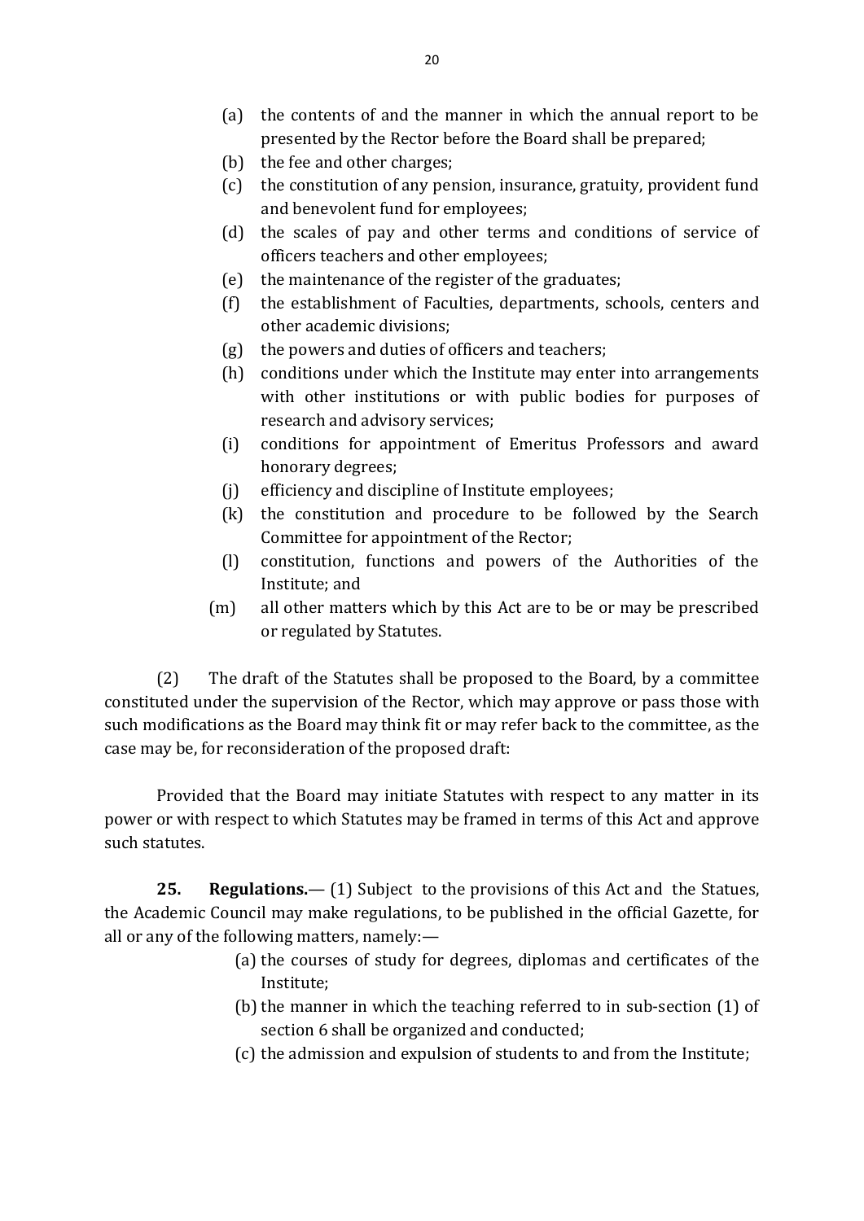(a) the contents of and the manner in which the annual report to be presented by the Rector before the Board shall be prepared;
(b) the fee and other charges;
(c) the constitution of any pension, insurance, gratuity, provident fund and benevolent fund for employees;
(d) the scales of pay and other terms and conditions of service of officers teachers and other employees;
(e) the maintenance of the register of the graduates;
(f) the establishment of Faculties, departments, schools, centers and other academic divisions;
(g) the powers and duties of officers and teachers;
(h) conditions under which the Institute may enter into arrangements with other institutions or with public bodies for purposes of research and advisory services;
(i) conditions for appointment of Emeritus Professors and award honorary degrees;
(j) efficiency and discipline of Institute employees;
(k) the constitution and procedure to be followed by the Search Committee for appointment of the Rector;
(l) constitution, functions and powers of the Authorities of the Institute; and
(m) all other matters which by this Act are to be or may be prescribed or regulated by Statutes.

(2) The draft of the Statutes shall be proposed to the Board, by a committee constituted under the supervision of the Rector, which may approve or pass those with such modifications as the Board may think fit or may refer back to the committee, as the case may be, for reconsideration of the proposed draft:

Provided that the Board may initiate Statutes with respect to any matter in its power or with respect to which Statutes may be framed in terms of this Act and approve such statutes.

**25. Regulations.**— (1) Subject to the provisions of this Act and the Statues, the Academic Council may make regulations, to be published in the official Gazette, for all or any of the following matters, namely:—

(a) the courses of study for degrees, diplomas and certificates of the Institute;
(b) the manner in which the teaching referred to in sub-section (1) of section 6 shall be organized and conducted;
(c) the admission and expulsion of students to and from the Institute;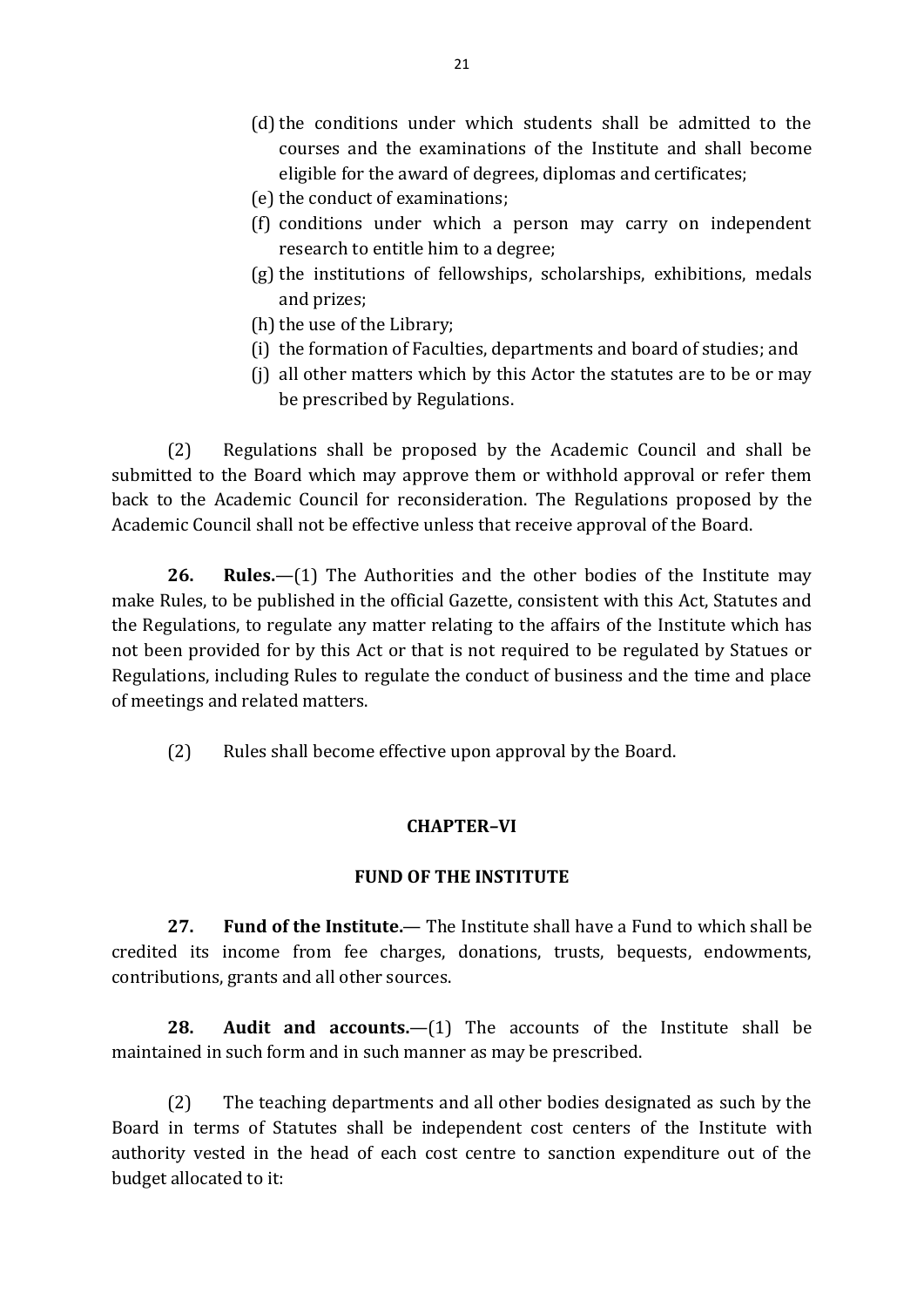(d) the conditions under which students shall be admitted to the courses and the examinations of the Institute and shall become eligible for the award of degrees, diplomas and certificates;

(e) the conduct of examinations;

(f) conditions under which a person may carry on independent research to entitle him to a degree;

(g) the institutions of fellowships, scholarships, exhibitions, medals and prizes;

(h) the use of the Library;

(i) the formation of Faculties, departments and board of studies; and

(j) all other matters which by this Actor the statutes are to be or may be prescribed by Regulations.

(2) Regulations shall be proposed by the Academic Council and shall be submitted to the Board which may approve them or withhold approval or refer them back to the Academic Council for reconsideration. The Regulations proposed by the Academic Council shall not be effective unless that receive approval of the Board.

**26. Rules.**—(1) The Authorities and the other bodies of the Institute may make Rules, to be published in the official Gazette, consistent with this Act, Statutes and the Regulations, to regulate any matter relating to the affairs of the Institute which has not been provided for by this Act or that is not required to be regulated by Statues or Regulations, including Rules to regulate the conduct of business and the time and place of meetings and related matters.

(2) Rules shall become effective upon approval by the Board.

## CHAPTER–VI

## FUND OF THE INSTITUTE

**27. Fund of the Institute.**— The Institute shall have a Fund to which shall be credited its income from fee charges, donations, trusts, bequests, endowments, contributions, grants and all other sources.

**28. Audit and accounts.**—(1) The accounts of the Institute shall be maintained in such form and in such manner as may be prescribed.

(2) The teaching departments and all other bodies designated as such by the Board in terms of Statutes shall be independent cost centers of the Institute with authority vested in the head of each cost centre to sanction expenditure out of the budget allocated to it: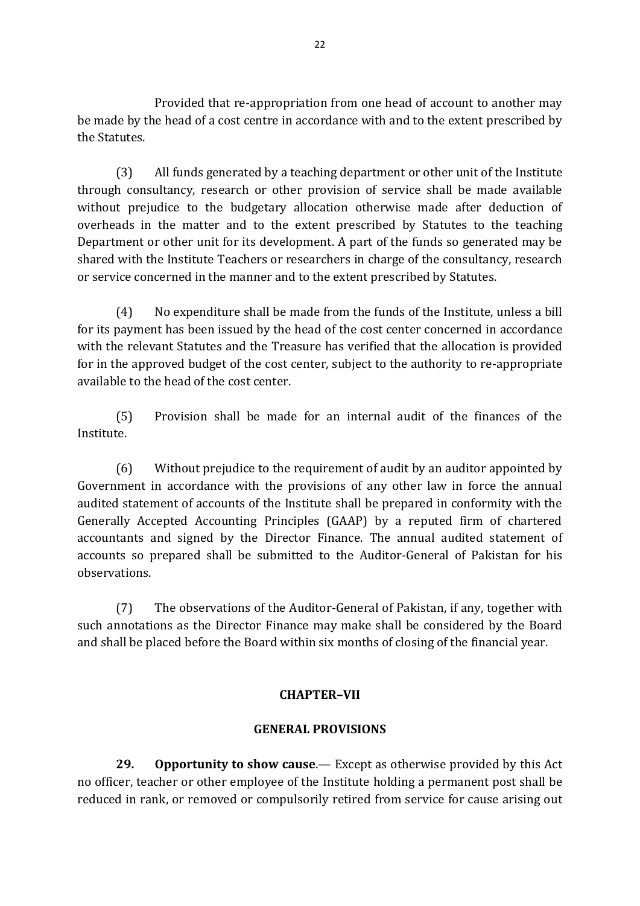Provided that re-appropriation from one head of account to another may be made by the head of a cost centre in accordance with and to the extent prescribed by the Statutes.

(3) All funds generated by a teaching department or other unit of the Institute through consultancy, research or other provision of service shall be made available without prejudice to the budgetary allocation otherwise made after deduction of overheads in the matter and to the extent prescribed by Statutes to the teaching Department or other unit for its development. A part of the funds so generated may be shared with the Institute Teachers or researchers in charge of the consultancy, research or service concerned in the manner and to the extent prescribed by Statutes.

(4) No expenditure shall be made from the funds of the Institute, unless a bill for its payment has been issued by the head of the cost center concerned in accordance with the relevant Statutes and the Treasure has verified that the allocation is provided for in the approved budget of the cost center, subject to the authority to re-appropriate available to the head of the cost center.

(5) Provision shall be made for an internal audit of the finances of the Institute.

(6) Without prejudice to the requirement of audit by an auditor appointed by Government in accordance with the provisions of any other law in force the annual audited statement of accounts of the Institute shall be prepared in conformity with the Generally Accepted Accounting Principles (GAAP) by a reputed firm of chartered accountants and signed by the Director Finance. The annual audited statement of accounts so prepared shall be submitted to the Auditor-General of Pakistan for his observations.

(7) The observations of the Auditor-General of Pakistan, if any, together with such annotations as the Director Finance may make shall be considered by the Board and shall be placed before the Board within six months of closing of the financial year.

## CHAPTER–VII

## GENERAL PROVISIONS

**29. Opportunity to show cause**.— Except as otherwise provided by this Act no officer, teacher or other employee of the Institute holding a permanent post shall be reduced in rank, or removed or compulsorily retired from service for cause arising out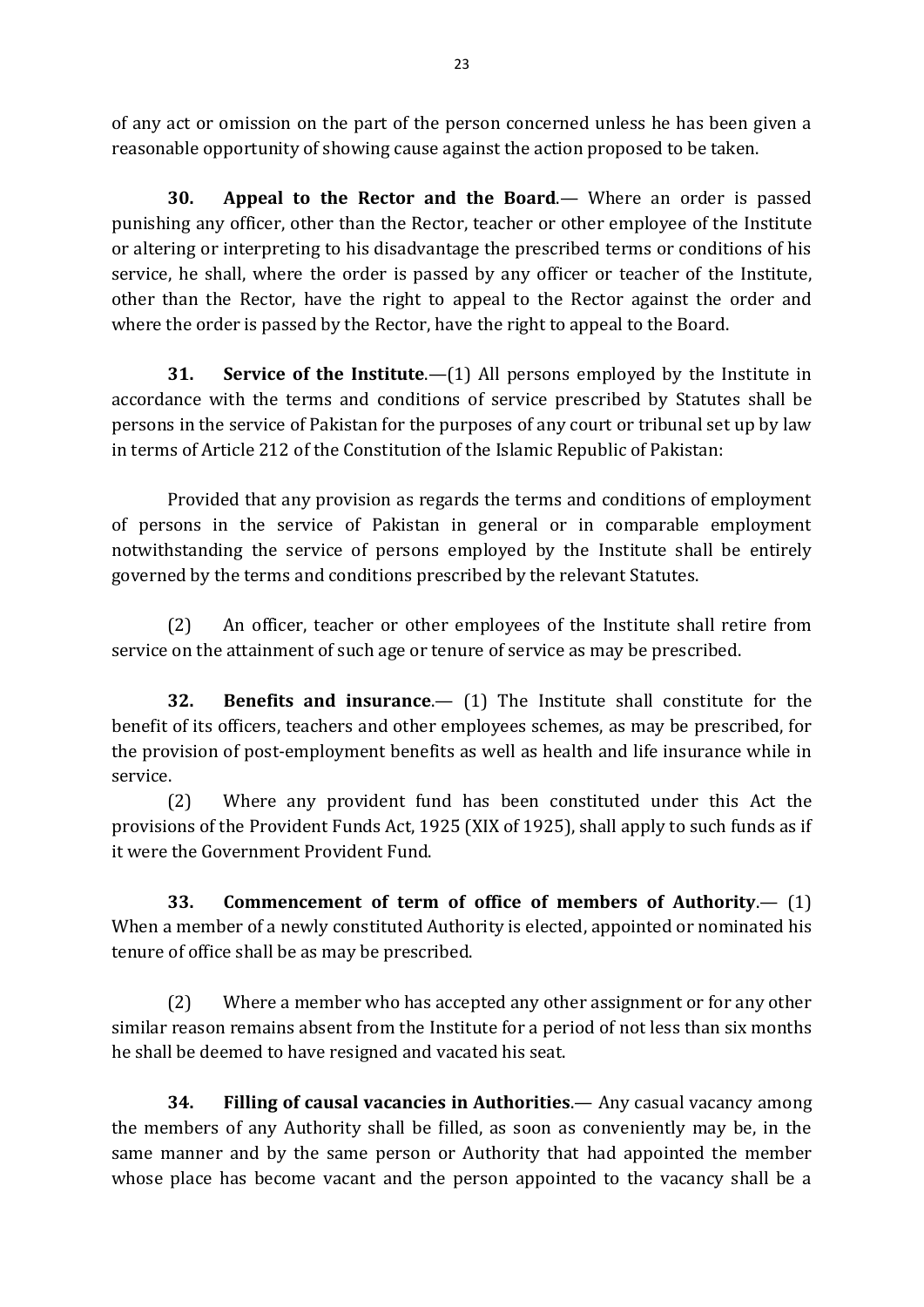of any act or omission on the part of the person concerned unless he has been given a reasonable opportunity of showing cause against the action proposed to be taken.

**30. Appeal to the Rector and the Board**.— Where an order is passed punishing any officer, other than the Rector, teacher or other employee of the Institute or altering or interpreting to his disadvantage the prescribed terms or conditions of his service, he shall, where the order is passed by any officer or teacher of the Institute, other than the Rector, have the right to appeal to the Rector against the order and where the order is passed by the Rector, have the right to appeal to the Board.

**31. Service of the Institute**.—(1) All persons employed by the Institute in accordance with the terms and conditions of service prescribed by Statutes shall be persons in the service of Pakistan for the purposes of any court or tribunal set up by law in terms of Article 212 of the Constitution of the Islamic Republic of Pakistan:

Provided that any provision as regards the terms and conditions of employment of persons in the service of Pakistan in general or in comparable employment notwithstanding the service of persons employed by the Institute shall be entirely governed by the terms and conditions prescribed by the relevant Statutes.

(2) An officer, teacher or other employees of the Institute shall retire from service on the attainment of such age or tenure of service as may be prescribed.

**32. Benefits and insurance**.— (1) The Institute shall constitute for the benefit of its officers, teachers and other employees schemes, as may be prescribed, for the provision of post-employment benefits as well as health and life insurance while in service.

(2) Where any provident fund has been constituted under this Act the provisions of the Provident Funds Act, 1925 (XIX of 1925), shall apply to such funds as if it were the Government Provident Fund.

**33. Commencement of term of office of members of Authority**.— (1) When a member of a newly constituted Authority is elected, appointed or nominated his tenure of office shall be as may be prescribed.

(2) Where a member who has accepted any other assignment or for any other similar reason remains absent from the Institute for a period of not less than six months he shall be deemed to have resigned and vacated his seat.

**34. Filling of causal vacancies in Authorities**.— Any casual vacancy among the members of any Authority shall be filled, as soon as conveniently may be, in the same manner and by the same person or Authority that had appointed the member whose place has become vacant and the person appointed to the vacancy shall be a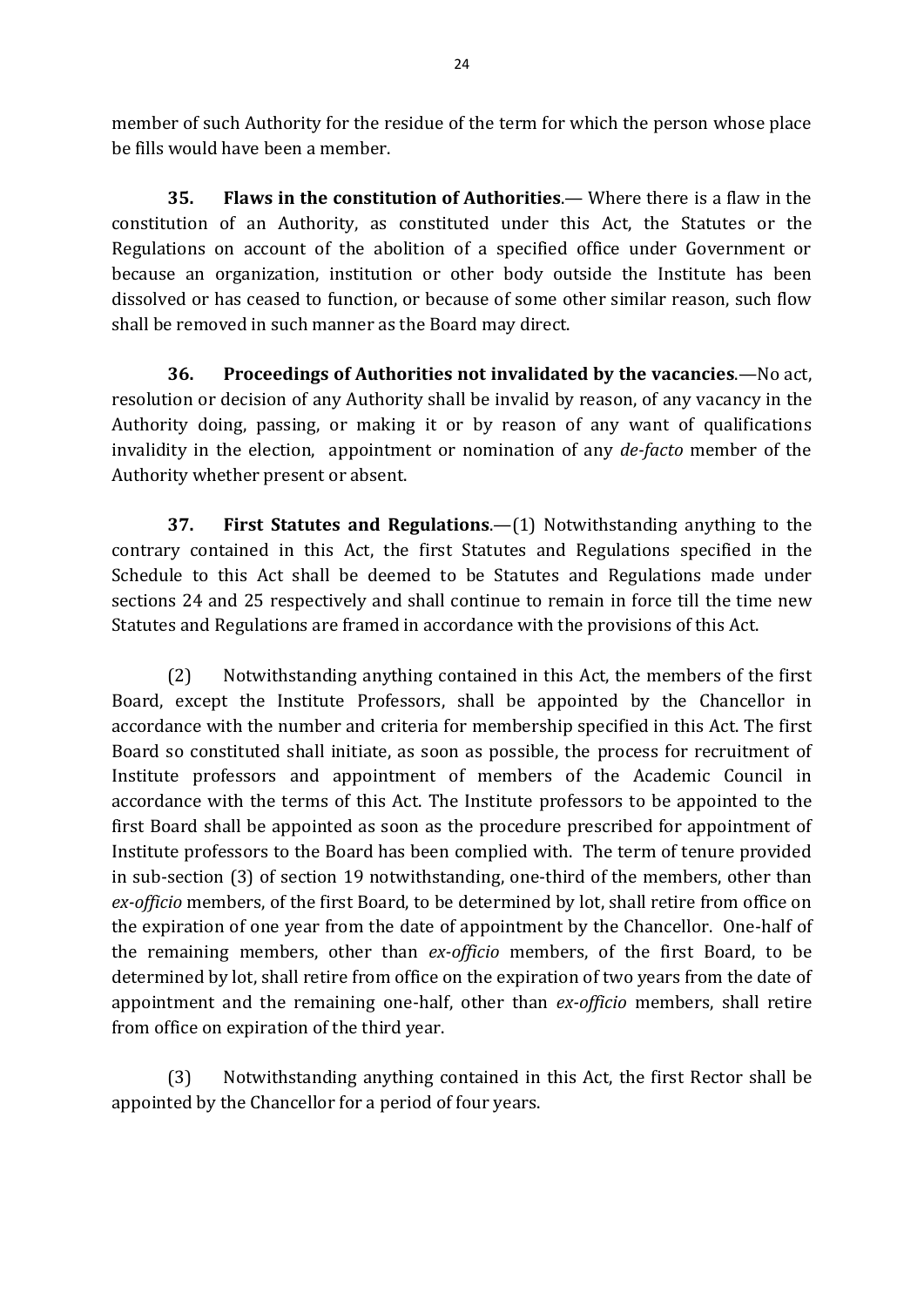member of such Authority for the residue of the term for which the person whose place be fills would have been a member.

**35. Flaws in the constitution of Authorities**.— Where there is a flaw in the constitution of an Authority, as constituted under this Act, the Statutes or the Regulations on account of the abolition of a specified office under Government or because an organization, institution or other body outside the Institute has been dissolved or has ceased to function, or because of some other similar reason, such flow shall be removed in such manner as the Board may direct.

**36. Proceedings of Authorities not invalidated by the vacancies**.—No act, resolution or decision of any Authority shall be invalid by reason, of any vacancy in the Authority doing, passing, or making it or by reason of any want of qualifications invalidity in the election, appointment or nomination of any *de-facto* member of the Authority whether present or absent.

**37. First Statutes and Regulations**.—(1) Notwithstanding anything to the contrary contained in this Act, the first Statutes and Regulations specified in the Schedule to this Act shall be deemed to be Statutes and Regulations made under sections 24 and 25 respectively and shall continue to remain in force till the time new Statutes and Regulations are framed in accordance with the provisions of this Act.

(2) Notwithstanding anything contained in this Act, the members of the first Board, except the Institute Professors, shall be appointed by the Chancellor in accordance with the number and criteria for membership specified in this Act. The first Board so constituted shall initiate, as soon as possible, the process for recruitment of Institute professors and appointment of members of the Academic Council in accordance with the terms of this Act. The Institute professors to be appointed to the first Board shall be appointed as soon as the procedure prescribed for appointment of Institute professors to the Board has been complied with. The term of tenure provided in sub-section (3) of section 19 notwithstanding, one-third of the members, other than *ex-officio* members, of the first Board, to be determined by lot, shall retire from office on the expiration of one year from the date of appointment by the Chancellor. One-half of the remaining members, other than *ex-officio* members, of the first Board, to be determined by lot, shall retire from office on the expiration of two years from the date of appointment and the remaining one-half, other than *ex-officio* members, shall retire from office on expiration of the third year.

(3) Notwithstanding anything contained in this Act, the first Rector shall be appointed by the Chancellor for a period of four years.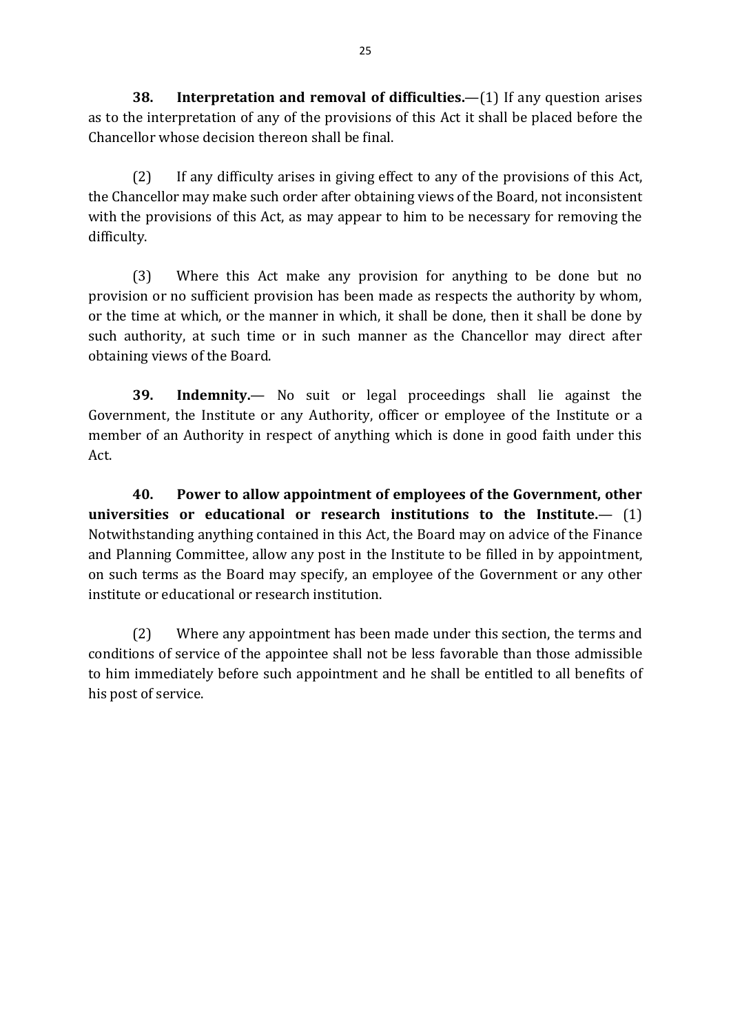**38. Interpretation and removal of difficulties.**—(1) If any question arises as to the interpretation of any of the provisions of this Act it shall be placed before the Chancellor whose decision thereon shall be final.

(2) If any difficulty arises in giving effect to any of the provisions of this Act, the Chancellor may make such order after obtaining views of the Board, not inconsistent with the provisions of this Act, as may appear to him to be necessary for removing the difficulty.

(3) Where this Act make any provision for anything to be done but no provision or no sufficient provision has been made as respects the authority by whom, or the time at which, or the manner in which, it shall be done, then it shall be done by such authority, at such time or in such manner as the Chancellor may direct after obtaining views of the Board.

**39. Indemnity.**— No suit or legal proceedings shall lie against the Government, the Institute or any Authority, officer or employee of the Institute or a member of an Authority in respect of anything which is done in good faith under this Act.

**40. Power to allow appointment of employees of the Government, other universities or educational or research institutions to the Institute.**— (1) Notwithstanding anything contained in this Act, the Board may on advice of the Finance and Planning Committee, allow any post in the Institute to be filled in by appointment, on such terms as the Board may specify, an employee of the Government or any other institute or educational or research institution.

(2) Where any appointment has been made under this section, the terms and conditions of service of the appointee shall not be less favorable than those admissible to him immediately before such appointment and he shall be entitled to all benefits of his post of service.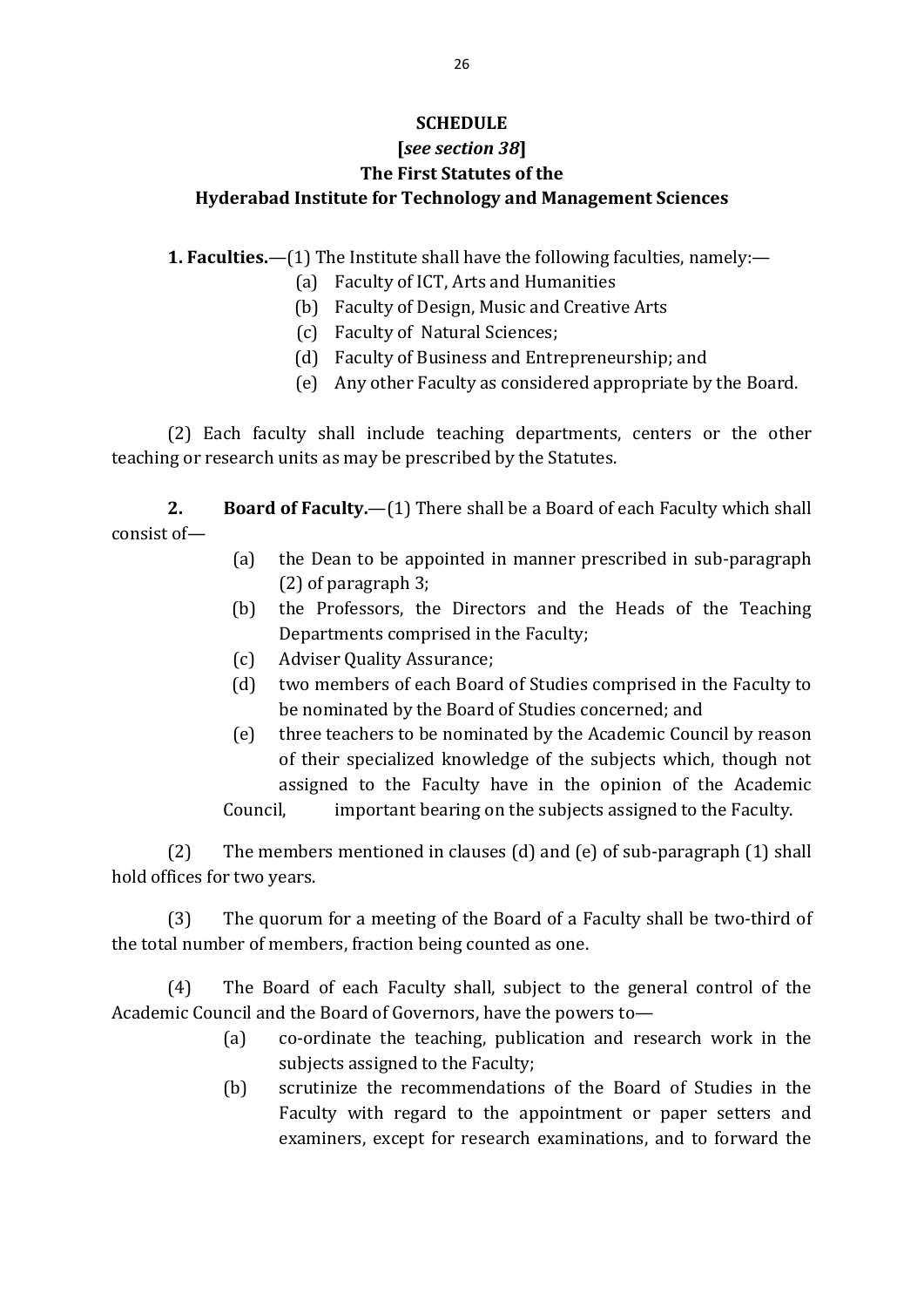**SCHEDULE**

**[*see section 38*]**

**The First Statutes of the**

**Hyderabad Institute for Technology and Management Sciences**

**1. Faculties.**—(1) The Institute shall have the following faculties, namely:—

(a) Faculty of ICT, Arts and Humanities

(b) Faculty of Design, Music and Creative Arts

(c) Faculty of Natural Sciences;

(d) Faculty of Business and Entrepreneurship; and

(e) Any other Faculty as considered appropriate by the Board.

(2) Each faculty shall include teaching departments, centers or the other teaching or research units as may be prescribed by the Statutes.

**2. Board of Faculty.**—(1) There shall be a Board of each Faculty which shall consist of—

(a) the Dean to be appointed in manner prescribed in sub-paragraph (2) of paragraph 3;

(b) the Professors, the Directors and the Heads of the Teaching Departments comprised in the Faculty;

(c) Adviser Quality Assurance;

(d) two members of each Board of Studies comprised in the Faculty to be nominated by the Board of Studies concerned; and

(e) three teachers to be nominated by the Academic Council by reason of their specialized knowledge of the subjects which, though not assigned to the Faculty have in the opinion of the Academic Council, important bearing on the subjects assigned to the Faculty.

(2) The members mentioned in clauses (d) and (e) of sub-paragraph (1) shall hold offices for two years.

(3) The quorum for a meeting of the Board of a Faculty shall be two-third of the total number of members, fraction being counted as one.

(4) The Board of each Faculty shall, subject to the general control of the Academic Council and the Board of Governors, have the powers to—

(a) co-ordinate the teaching, publication and research work in the subjects assigned to the Faculty;

(b) scrutinize the recommendations of the Board of Studies in the Faculty with regard to the appointment or paper setters and examiners, except for research examinations, and to forward the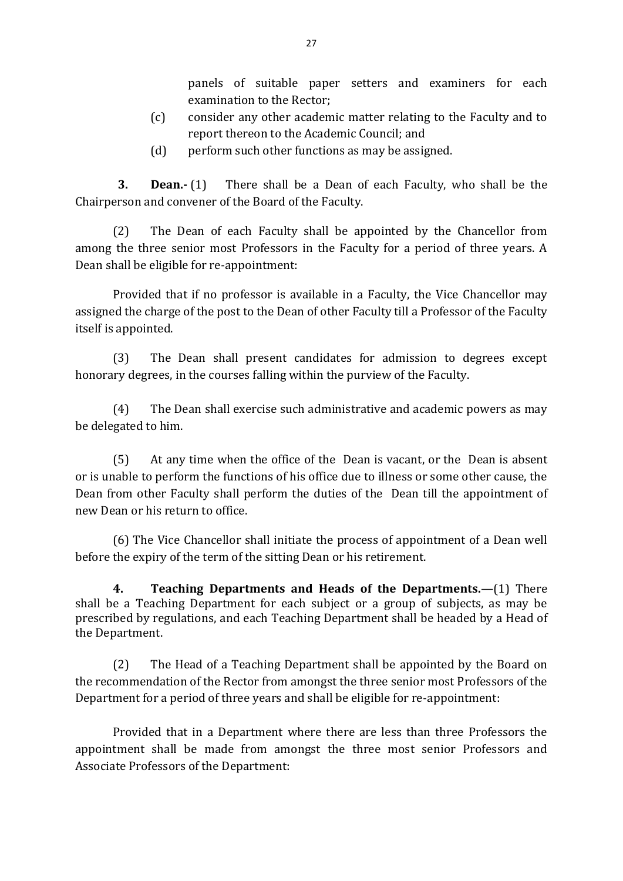panels of suitable paper setters and examiners for each examination to the Rector;

(c) consider any other academic matter relating to the Faculty and to report thereon to the Academic Council; and

(d) perform such other functions as may be assigned.

**3. Dean.-** (1) There shall be a Dean of each Faculty, who shall be the Chairperson and convener of the Board of the Faculty.

(2) The Dean of each Faculty shall be appointed by the Chancellor from among the three senior most Professors in the Faculty for a period of three years. A Dean shall be eligible for re-appointment:

Provided that if no professor is available in a Faculty, the Vice Chancellor may assigned the charge of the post to the Dean of other Faculty till a Professor of the Faculty itself is appointed.

(3) The Dean shall present candidates for admission to degrees except honorary degrees, in the courses falling within the purview of the Faculty.

(4) The Dean shall exercise such administrative and academic powers as may be delegated to him.

(5) At any time when the office of the Dean is vacant, or the Dean is absent or is unable to perform the functions of his office due to illness or some other cause, the Dean from other Faculty shall perform the duties of the Dean till the appointment of new Dean or his return to office.

(6) The Vice Chancellor shall initiate the process of appointment of a Dean well before the expiry of the term of the sitting Dean or his retirement.

**4. Teaching Departments and Heads of the Departments.**—(1) There shall be a Teaching Department for each subject or a group of subjects, as may be prescribed by regulations, and each Teaching Department shall be headed by a Head of the Department.

(2) The Head of a Teaching Department shall be appointed by the Board on the recommendation of the Rector from amongst the three senior most Professors of the Department for a period of three years and shall be eligible for re-appointment:

Provided that in a Department where there are less than three Professors the appointment shall be made from amongst the three most senior Professors and Associate Professors of the Department: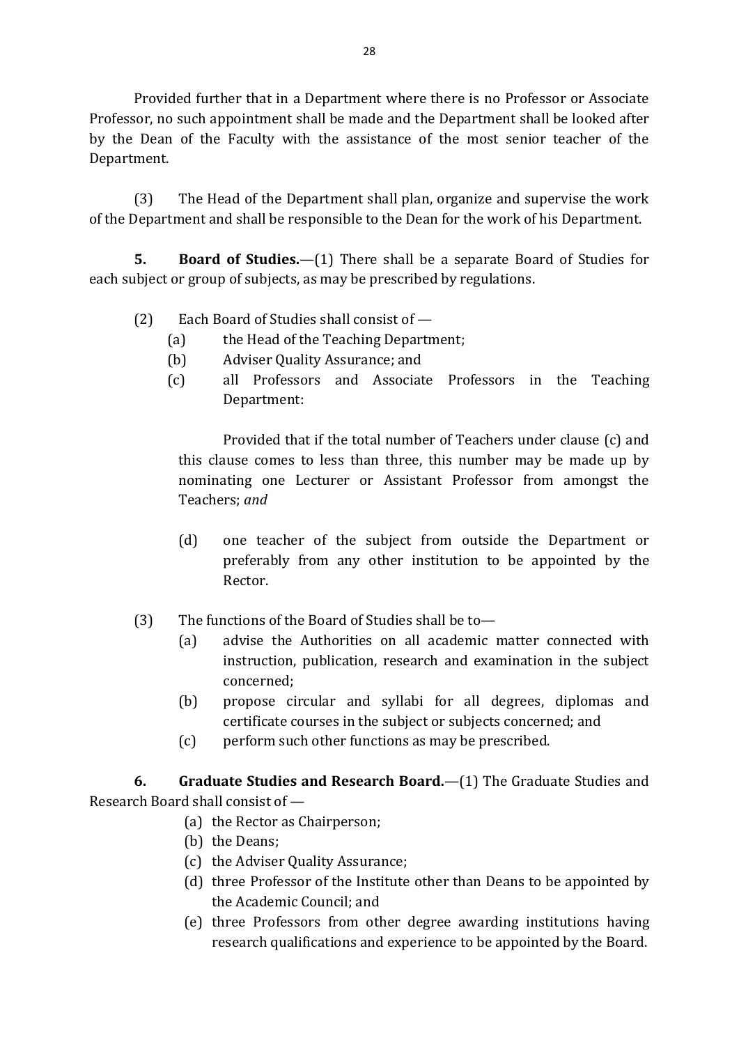Provided further that in a Department where there is no Professor or Associate Professor, no such appointment shall be made and the Department shall be looked after by the Dean of the Faculty with the assistance of the most senior teacher of the Department.

(3) The Head of the Department shall plan, organize and supervise the work of the Department and shall be responsible to the Dean for the work of his Department.

**5. Board of Studies.**—(1) There shall be a separate Board of Studies for each subject or group of subjects, as may be prescribed by regulations.

(2) Each Board of Studies shall consist of —

- (a) the Head of the Teaching Department;
- (b) Adviser Quality Assurance; and
- (c) all Professors and Associate Professors in the Teaching Department:

Provided that if the total number of Teachers under clause (c) and this clause comes to less than three, this number may be made up by nominating one Lecturer or Assistant Professor from amongst the Teachers; *and*

- (d) one teacher of the subject from outside the Department or preferably from any other institution to be appointed by the Rector.

(3) The functions of the Board of Studies shall be to—

- (a) advise the Authorities on all academic matter connected with instruction, publication, research and examination in the subject concerned;
- (b) propose circular and syllabi for all degrees, diplomas and certificate courses in the subject or subjects concerned; and
- (c) perform such other functions as may be prescribed.

**6. Graduate Studies and Research Board.**—(1) The Graduate Studies and Research Board shall consist of —

- (a) the Rector as Chairperson;
- (b) the Deans;
- (c) the Adviser Quality Assurance;
- (d) three Professor of the Institute other than Deans to be appointed by the Academic Council; and
- (e) three Professors from other degree awarding institutions having research qualifications and experience to be appointed by the Board.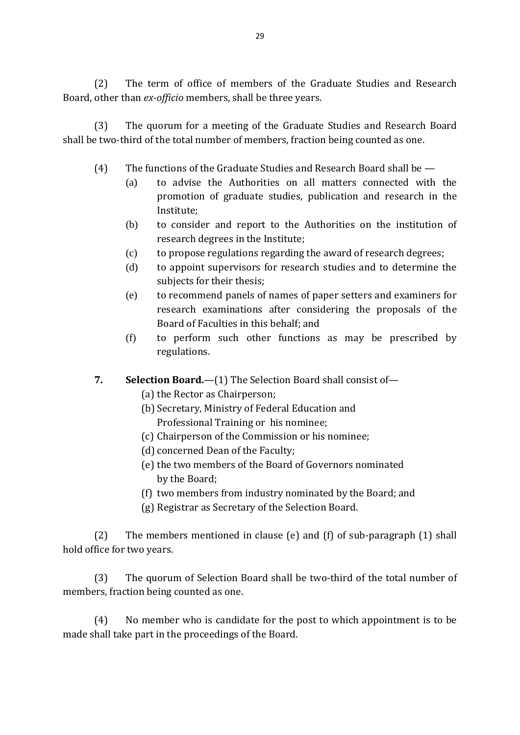(2) The term of office of members of the Graduate Studies and Research Board, other than *ex-officio* members, shall be three years.

(3) The quorum for a meeting of the Graduate Studies and Research Board shall be two-third of the total number of members, fraction being counted as one.

(4) The functions of the Graduate Studies and Research Board shall be —

(a) to advise the Authorities on all matters connected with the promotion of graduate studies, publication and research in the Institute;

(b) to consider and report to the Authorities on the institution of research degrees in the Institute;

(c) to propose regulations regarding the award of research degrees;

(d) to appoint supervisors for research studies and to determine the subjects for their thesis;

(e) to recommend panels of names of paper setters and examiners for research examinations after considering the proposals of the Board of Faculties in this behalf; and

(f) to perform such other functions as may be prescribed by regulations.

**7. Selection Board.**—(1) The Selection Board shall consist of—

(a) the Rector as Chairperson;

(b) Secretary, Ministry of Federal Education and Professional Training or his nominee;

(c) Chairperson of the Commission or his nominee;

(d) concerned Dean of the Faculty;

(e) the two members of the Board of Governors nominated by the Board;

(f) two members from industry nominated by the Board; and

(g) Registrar as Secretary of the Selection Board.

(2) The members mentioned in clause (e) and (f) of sub-paragraph (1) shall hold office for two years.

(3) The quorum of Selection Board shall be two-third of the total number of members, fraction being counted as one.

(4) No member who is candidate for the post to which appointment is to be made shall take part in the proceedings of the Board.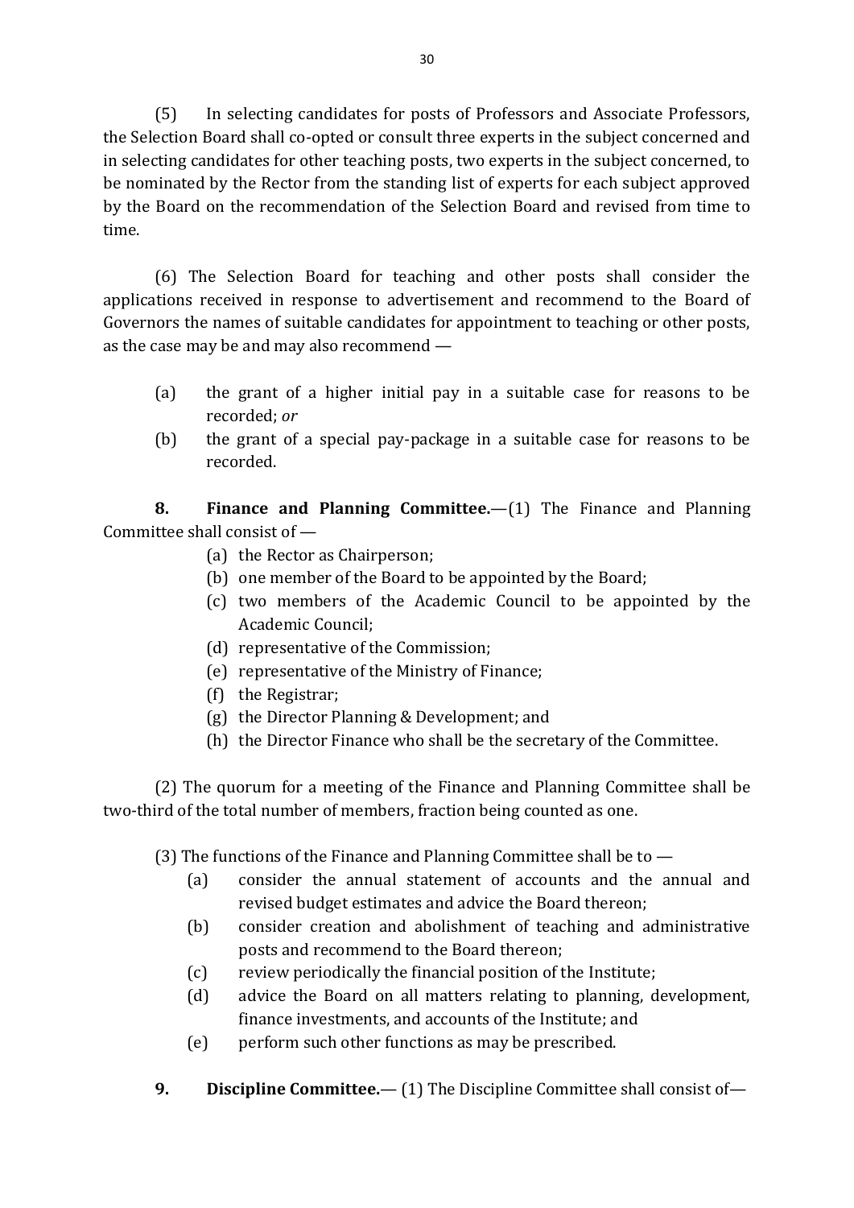(5) In selecting candidates for posts of Professors and Associate Professors, the Selection Board shall co-opted or consult three experts in the subject concerned and in selecting candidates for other teaching posts, two experts in the subject concerned, to be nominated by the Rector from the standing list of experts for each subject approved by the Board on the recommendation of the Selection Board and revised from time to time.

(6) The Selection Board for teaching and other posts shall consider the applications received in response to advertisement and recommend to the Board of Governors the names of suitable candidates for appointment to teaching or other posts, as the case may be and may also recommend —

(a) the grant of a higher initial pay in a suitable case for reasons to be recorded; *or*

(b) the grant of a special pay-package in a suitable case for reasons to be recorded.

**8. Finance and Planning Committee.**—(1) The Finance and Planning Committee shall consist of —

(a) the Rector as Chairperson;

(b) one member of the Board to be appointed by the Board;

(c) two members of the Academic Council to be appointed by the Academic Council;

(d) representative of the Commission;

(e) representative of the Ministry of Finance;

(f) the Registrar;

(g) the Director Planning & Development; and

(h) the Director Finance who shall be the secretary of the Committee.

(2) The quorum for a meeting of the Finance and Planning Committee shall be two-third of the total number of members, fraction being counted as one.

(3) The functions of the Finance and Planning Committee shall be to —

(a) consider the annual statement of accounts and the annual and revised budget estimates and advice the Board thereon;

(b) consider creation and abolishment of teaching and administrative posts and recommend to the Board thereon;

(c) review periodically the financial position of the Institute;

(d) advice the Board on all matters relating to planning, development, finance investments, and accounts of the Institute; and

(e) perform such other functions as may be prescribed.

**9. Discipline Committee.**— (1) The Discipline Committee shall consist of—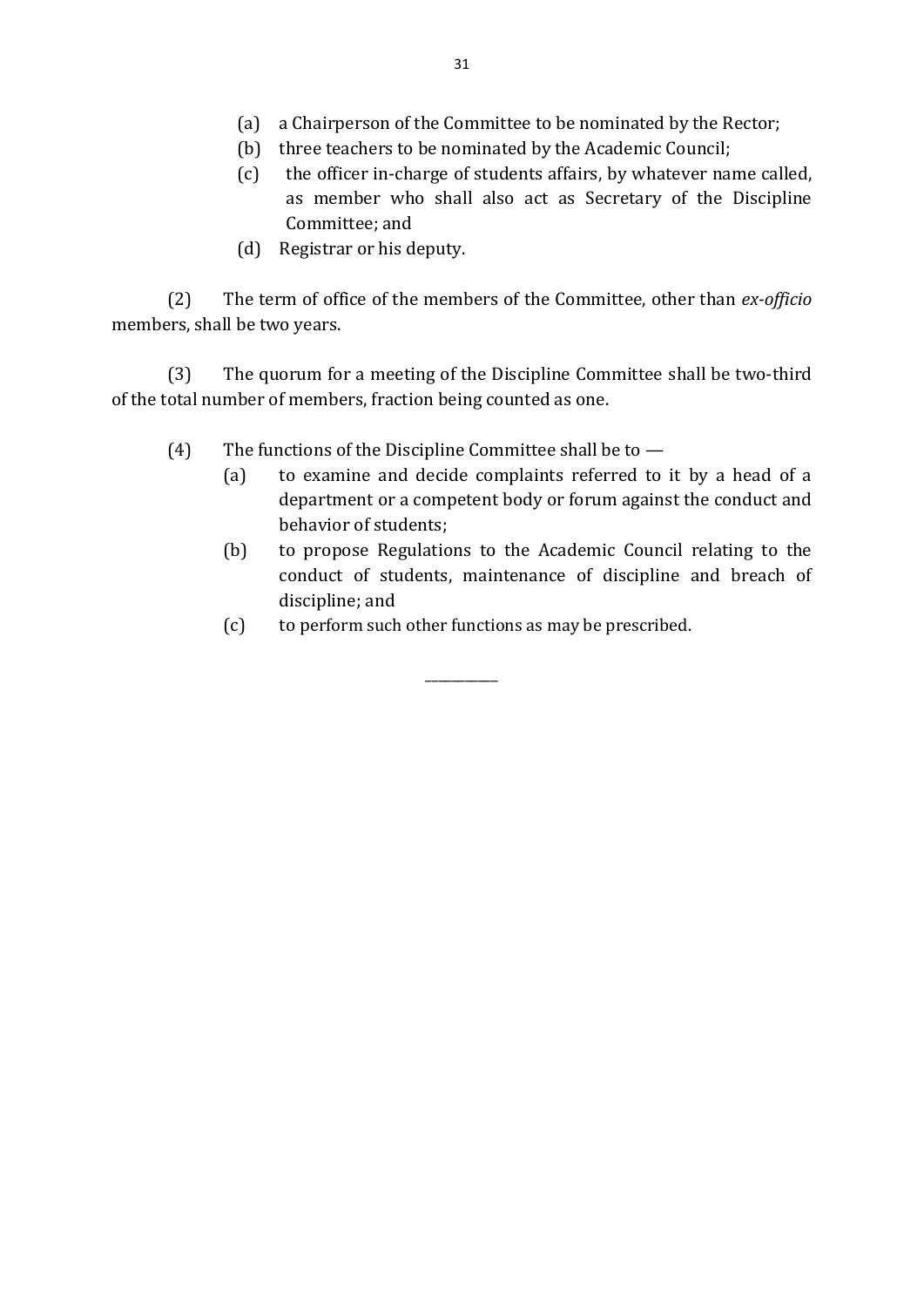(a) a Chairperson of the Committee to be nominated by the Rector;

(b) three teachers to be nominated by the Academic Council;

(c) the officer in-charge of students affairs, by whatever name called, as member who shall also act as Secretary of the Discipline Committee; and

(d) Registrar or his deputy.

(2) The term of office of the members of the Committee, other than *ex-officio* members, shall be two years.

(3) The quorum for a meeting of the Discipline Committee shall be two-third of the total number of members, fraction being counted as one.

(4) The functions of the Discipline Committee shall be to —

(a) to examine and decide complaints referred to it by a head of a department or a competent body or forum against the conduct and behavior of students;

(b) to propose Regulations to the Academic Council relating to the conduct of students, maintenance of discipline and breach of discipline; and

(c) to perform such other functions as may be prescribed.

\_\_\_\_\_\_\_\_\_\_\_